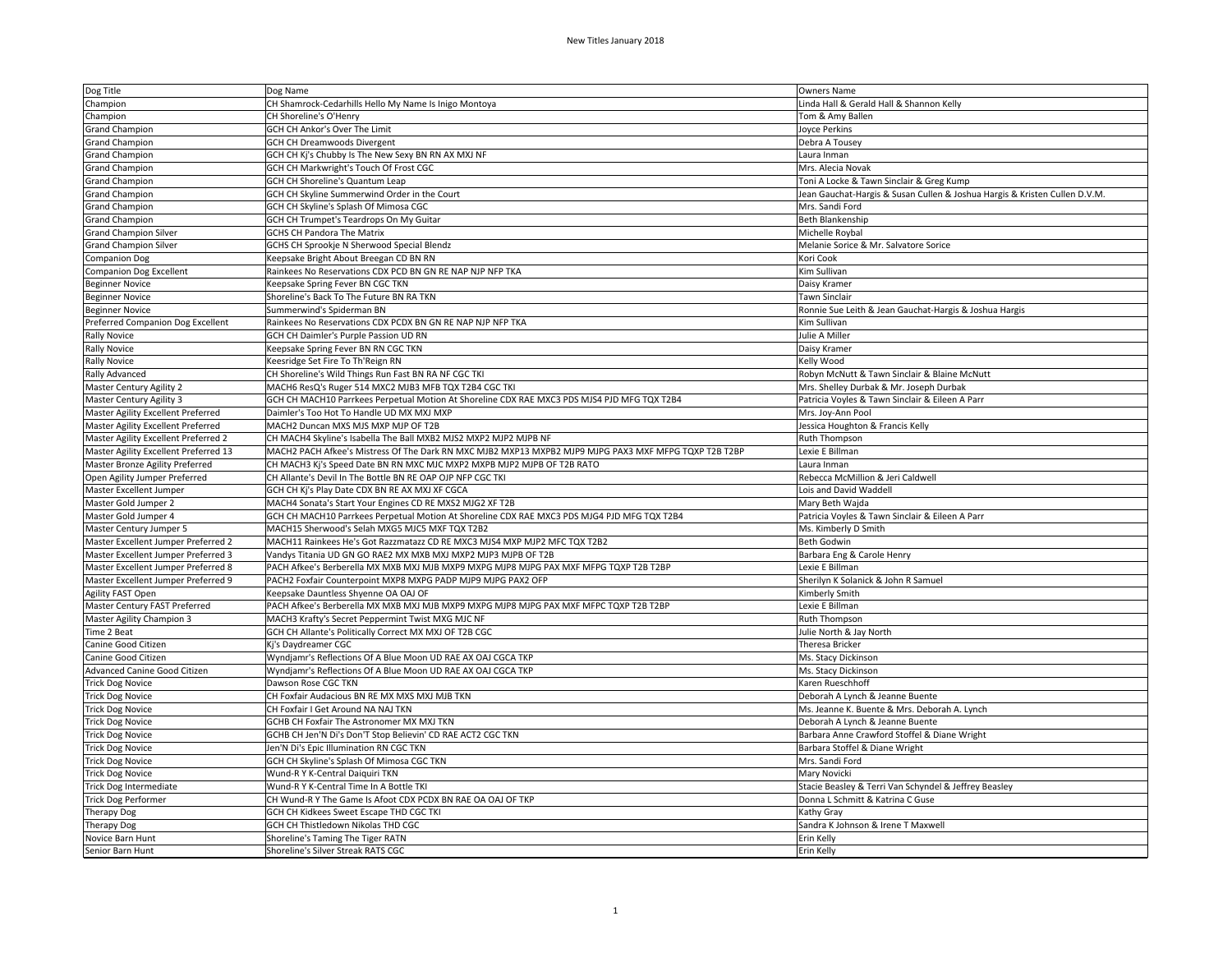New Titles January 2018

| Dog Title | Dog Name | Owners Name |
|---|---|---|
| Champion | CH Shamrock-Cedarhills Hello My Name Is Inigo Montoya | Linda Hall & Gerald Hall & Shannon Kelly |
| Champion | CH Shoreline's O'Henry | Tom & Amy Ballen |
| Grand Champion | GCH CH Ankor's Over The Limit | Joyce Perkins |
| Grand Champion | GCH CH Dreamwoods Divergent | Debra A Tousey |
| Grand Champion | GCH CH Kj's Chubby Is The New Sexy BN RN AX MXJ NF | Laura Inman |
| Grand Champion | GCH CH Markwright's Touch Of Frost CGC | Mrs. Alecia Novak |
| Grand Champion | GCH CH Shoreline's Quantum Leap | Toni A Locke & Tawn Sinclair & Greg Kump |
| Grand Champion | GCH CH Skyline Summerwind Order in the Court | Jean Gauchat-Hargis & Susan Cullen & Joshua Hargis & Kristen Cullen D.V.M. |
| Grand Champion | GCH CH Skyline's Splash Of Mimosa CGC | Mrs. Sandi Ford |
| Grand Champion | GCH CH Trumpet's Teardrops On My Guitar | Beth Blankenship |
| Grand Champion Silver | GCHS CH Pandora The Matrix | Michelle Roybal |
| Grand Champion Silver | GCHS CH Sprookje N Sherwood Special Blendz | Melanie Sorice & Mr. Salvatore Sorice |
| Companion Dog | Keepsake Bright About Breegan CD BN RN | Kori Cook |
| Companion Dog Excellent | Rainkees No Reservations CDX PCD BN GN RE NAP NJP NFP TKA | Kim Sullivan |
| Beginner Novice | Keepsake Spring Fever BN CGC TKN | Daisy Kramer |
| Beginner Novice | Shoreline's Back To The Future BN RA TKN | Tawn Sinclair |
| Beginner Novice | Summerwind's Spiderman BN | Ronnie Sue Leith & Jean Gauchat-Hargis & Joshua Hargis |
| Preferred Companion Dog Excellent | Rainkees No Reservations CDX PCDX BN GN RE NAP NJP NFP TKA | Kim Sullivan |
| Rally Novice | GCH CH Daimler's Purple Passion UD RN | Julie A Miller |
| Rally Novice | Keepsake Spring Fever BN RN CGC TKN | Daisy Kramer |
| Rally Novice | Keesridge Set Fire To Th'Reign RN | Kelly Wood |
| Rally Advanced | CH Shoreline's Wild Things Run Fast BN RA NF CGC TKI | Robyn McNutt & Tawn Sinclair & Blaine McNutt |
| Master Century Agility 2 | MACH6 ResQ's Ruger 514 MXC2 MJB3 MFB TQX T2B4 CGC TKI | Mrs. Shelley Durbak & Mr. Joseph Durbak |
| Master Century Agility 3 | GCH CH MACH10 Parrkees Perpetual Motion At Shoreline CDX RAE MXC3 PDS MJS4 PJD MFG TQX T2B4 | Patricia Voyles & Tawn Sinclair & Eileen A Parr |
| Master Agility Excellent Preferred | Daimler's Too Hot To Handle UD MX MXJ MXP | Mrs. Joy-Ann Pool |
| Master Agility Excellent Preferred | MACH2 Duncan MXS MJS MXP MJP OF T2B | Jessica Houghton & Francis Kelly |
| Master Agility Excellent Preferred 2 | CH MACH4 Skyline's Isabella The Ball MXB2 MJS2 MXP2 MJP2 MJPB NF | Ruth Thompson |
| Master Agility Excellent Preferred 13 | MACH2 PACH Afkee's Mistress Of The Dark RN MXC MJB2 MXP13 MXPB2 MJP9 MJPG PAX3 MXF MFPG TQXP T2B T2BP | Lexie E Billman |
| Master Bronze Agility Preferred | CH MACH3 Kj's Speed Date BN RN MXC MJC MXP2 MXPB MJP2 MJPB OF T2B RATO | Laura Inman |
| Open Agility Jumper Preferred | CH Allante's Devil In The Bottle BN RE OAP OJP NFP CGC TKI | Rebecca McMillion & Jeri Caldwell |
| Master Excellent Jumper | GCH CH Kj's Play Date CDX BN RE AX MXJ XF CGCA | Lois and David Waddell |
| Master Gold Jumper 2 | MACH4 Sonata's Start Your Engines CD RE MXS2 MJG2 XF T2B | Mary Beth Wajda |
| Master Gold Jumper 4 | GCH CH MACH10 Parrkees Perpetual Motion At Shoreline CDX RAE MXC3 PDS MJG4 PJD MFG TQX T2B4 | Patricia Voyles & Tawn Sinclair & Eileen A Parr |
| Master Century Jumper 5 | MACH15 Sherwood's Selah MXG5 MJC5 MXF TQX T2B2 | Ms. Kimberly D Smith |
| Master Excellent Jumper Preferred 2 | MACH11 Rainkees He's Got Razzmatazz CD RE MXC3 MJS4 MXP MJP2 MFC TQX T2B2 | Beth Godwin |
| Master Excellent Jumper Preferred 3 | Vandys Titania UD GN GO RAE2 MX MXB MXJ MXP2 MJP3 MJPB OF T2B | Barbara Eng & Carole Henry |
| Master Excellent Jumper Preferred 8 | PACH Afkee's Berberella MX MXB MXJ MJB MXP9 MXPG MJP8 MJPG PAX MXF MFPG TQXP T2B T2BP | Lexie E Billman |
| Master Excellent Jumper Preferred 9 | PACH2 Foxfair Counterpoint MXP8 MXPG PADP MJP9 MJPG PAX2 OFP | Sherilyn K Solanick & John R Samuel |
| Agility FAST Open | Keepsake Dauntless Shyenne OA OAJ OF | Kimberly Smith |
| Master Century FAST Preferred | PACH Afkee's Berberella MX MXB MXJ MJB MXP9 MXPG MJP8 MJPG PAX MXF MFPC TQXP T2B T2BP | Lexie E Billman |
| Master Agility Champion 3 | MACH3 Krafty's Secret Peppermint Twist MXG MJC NF | Ruth Thompson |
| Time 2 Beat | GCH CH Allante's Politically Correct MX MXJ OF T2B CGC | Julie North & Jay North |
| Canine Good Citizen | Kj's Daydreamer CGC | Theresa Bricker |
| Canine Good Citizen | Wyndjamr's Reflections Of A Blue Moon UD RAE AX OAJ CGCA TKP | Ms. Stacy Dickinson |
| Advanced Canine Good Citizen | Wyndjamr's Reflections Of A Blue Moon UD RAE AX OAJ CGCA TKP | Ms. Stacy Dickinson |
| Trick Dog Novice | Dawson Rose CGC TKN | Karen Rueschhoff |
| Trick Dog Novice | CH Foxfair Audacious BN RE MX MXS MXJ MJB TKN | Deborah A Lynch & Jeanne Buente |
| Trick Dog Novice | CH Foxfair I Get Around NA NAJ TKN | Ms. Jeanne K. Buente & Mrs. Deborah A. Lynch |
| Trick Dog Novice | GCHB CH Foxfair The Astronomer MX MXJ TKN | Deborah A Lynch & Jeanne Buente |
| Trick Dog Novice | GCHB CH Jen'N Di's Don'T Stop Believin' CD RAE ACT2 CGC TKN | Barbara Anne Crawford Stoffel & Diane Wright |
| Trick Dog Novice | Jen'N Di's Epic Illumination RN CGC TKN | Barbara Stoffel & Diane Wright |
| Trick Dog Novice | GCH CH Skyline's Splash Of Mimosa CGC TKN | Mrs. Sandi Ford |
| Trick Dog Novice | Wund-R Y K-Central Daiquiri TKN | Mary Novicki |
| Trick Dog Intermediate | Wund-R Y K-Central Time In A Bottle TKI | Stacie Beasley & Terri Van Schyndel & Jeffrey Beasley |
| Trick Dog Performer | CH Wund-R Y The Game Is Afoot CDX PCDX BN RAE OA OAJ OF TKP | Donna L Schmitt & Katrina C Guse |
| Therapy Dog | GCH CH Kidkees Sweet Escape THD CGC TKI | Kathy Gray |
| Therapy Dog | GCH CH Thistledown Nikolas THD CGC | Sandra K Johnson & Irene T Maxwell |
| Novice Barn Hunt | Shoreline's Taming The Tiger RATN | Erin Kelly |
| Senior Barn Hunt | Shoreline's Silver Streak RATS CGC | Erin Kelly |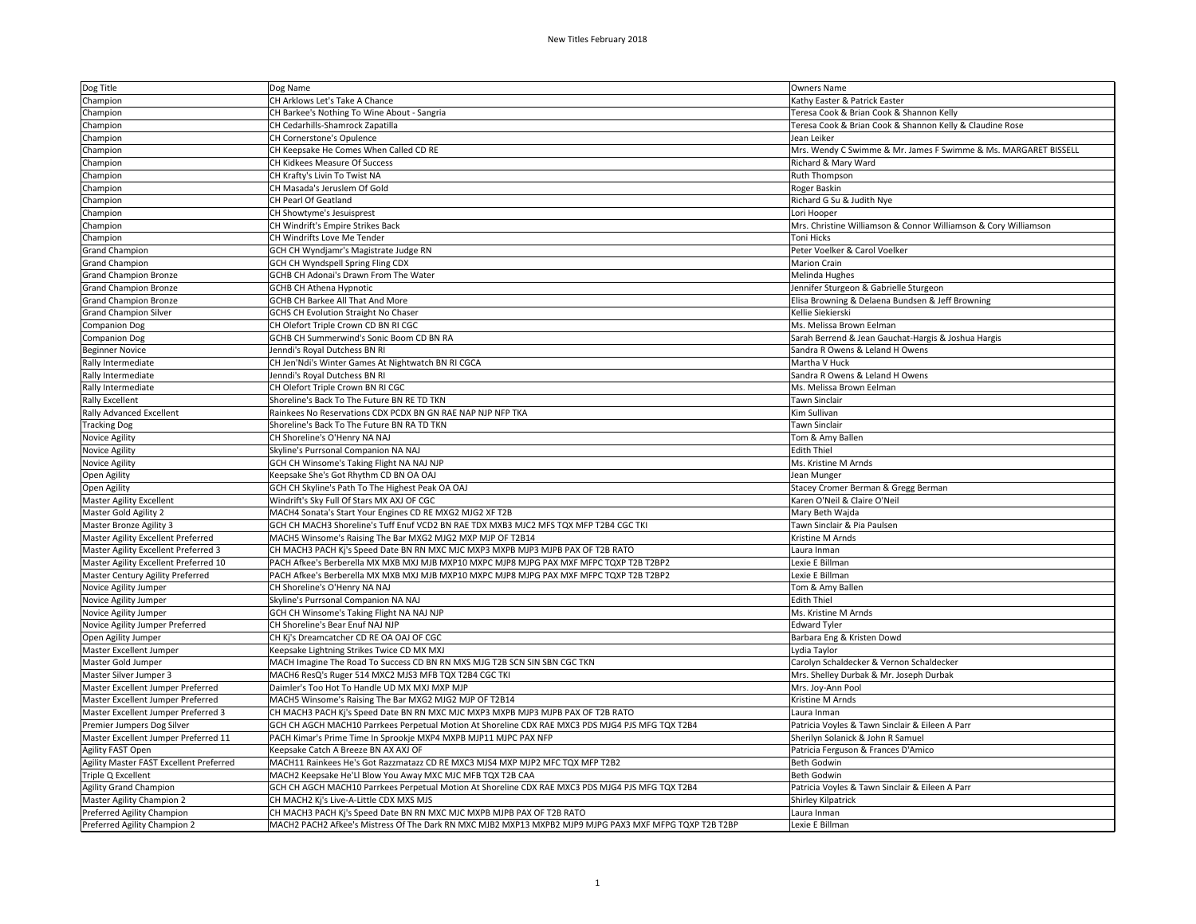# New Titles February 2018

| Dog Title | Dog Name | Owners Name |
|---|---|---|
| Champion | CH Arklows Let's Take A Chance | Kathy Easter & Patrick Easter |
| Champion | CH Barkee's Nothing To Wine About - Sangria | Teresa Cook & Brian Cook & Shannon Kelly |
| Champion | CH Cedarhills-Shamrock Zapatilla | Teresa Cook & Brian Cook & Shannon Kelly & Claudine Rose |
| Champion | CH Cornerstone's Opulence | Jean Leiker |
| Champion | CH Keepsake He Comes When Called CD RE | Mrs. Wendy C Swimme & Mr. James F Swimme & Ms. MARGARET BISSELL |
| Champion | CH Kidkees Measure Of Success | Richard & Mary Ward |
| Champion | CH Krafty's Livin To Twist NA | Ruth Thompson |
| Champion | CH Masada's Jeruslem Of Gold | Roger Baskin |
| Champion | CH Pearl Of Geatland | Richard G Su & Judith Nye |
| Champion | CH Showtyme's Jesuisprest | Lori Hooper |
| Champion | CH Windrift's Empire Strikes Back | Mrs. Christine Williamson & Connor Williamson & Cory Williamson |
| Champion | CH Windrifts Love Me Tender | Toni Hicks |
| Grand Champion | GCH CH Wyndjamr's Magistrate Judge RN | Peter Voelker & Carol Voelker |
| Grand Champion | GCH CH Wyndspell Spring Fling CDX | Marion Crain |
| Grand Champion Bronze | GCHB CH Adonai's Drawn From The Water | Melinda Hughes |
| Grand Champion Bronze | GCHB CH Athena Hypnotic | Jennifer Sturgeon & Gabrielle Sturgeon |
| Grand Champion Bronze | GCHB CH Barkee All That And More | Elisa Browning & Delaena Bundsen & Jeff Browning |
| Grand Champion Silver | GCHS CH Evolution Straight No Chaser | Kellie Siekierski |
| Companion Dog | CH Olefort Triple Crown CD BN RI CGC | Ms. Melissa Brown Eelman |
| Companion Dog | GCHB CH Summerwind's Sonic Boom CD BN RA | Sarah Berrend & Jean Gauchat-Hargis & Joshua Hargis |
| Beginner Novice | Jenndi's Royal Dutchess BN RI | Sandra R Owens & Leland H Owens |
| Rally Intermediate | CH Jen'Ndi's Winter Games At Nightwatch BN RI CGCA | Martha V Huck |
| Rally Intermediate | Jenndi's Royal Dutchess BN RI | Sandra R Owens & Leland H Owens |
| Rally Intermediate | CH Olefort Triple Crown BN RI CGC | Ms. Melissa Brown Eelman |
| Rally Excellent | Shoreline's Back To The Future BN RE TD TKN | Tawn Sinclair |
| Rally Advanced Excellent | Rainkees No Reservations CDX PCDX BN GN RAE NAP NJP NFP TKA | Kim Sullivan |
| Tracking Dog | Shoreline's Back To The Future BN RA TD TKN | Tawn Sinclair |
| Novice Agility | CH Shoreline's O'Henry NA NAJ | Tom & Amy Ballen |
| Novice Agility | Skyline's Purrsonal Companion NA NAJ | Edith Thiel |
| Novice Agility | GCH CH Winsome's Taking Flight NA NAJ NJP | Ms. Kristine M Arnds |
| Open Agility | Keepsake She's Got Rhythm CD BN OA OAJ | Jean Munger |
| Open Agility | GCH CH Skyline's Path To The Highest Peak OA OAJ | Stacey Cromer Berman & Gregg Berman |
| Master Agility Excellent | Windrift's Sky Full Of Stars MX AXJ OF CGC | Karen O'Neil & Claire O'Neil |
| Master Gold Agility 2 | MACH4 Sonata's Start Your Engines CD RE MXG2 MJG2 XF T2B | Mary Beth Wajda |
| Master Bronze Agility 3 | GCH CH MACH3 Shoreline's Tuff Enuf VCD2 BN RAE TDX MXB3 MJC2 MFS TQX MFP T2B4 CGC TKI | Tawn Sinclair & Pia Paulsen |
| Master Agility Excellent Preferred | MACH5 Winsome's Raising The Bar MXG2 MJG2 MXP MJP OF T2B14 | Kristine M Arnds |
| Master Agility Excellent Preferred 3 | CH MACH3 PACH Kj's Speed Date BN RN MXC MJC MXP3 MXPB MJP3 MJPB PAX OF T2B RATO | Laura Inman |
| Master Agility Excellent Preferred 10 | PACH Afkee's Berberella MX MXB MXJ MJB MXP10 MXPC MJP8 MJPG PAX MXF MFPC TQXP T2B T2BP2 | Lexie E Billman |
| Master Century Agility Preferred | PACH Afkee's Berberella MX MXB MXJ MJB MXP10 MXPC MJP8 MJPG PAX MXF MFPC TQXP T2B T2BP2 | Lexie E Billman |
| Novice Agility Jumper | CH Shoreline's O'Henry NA NAJ | Tom & Amy Ballen |
| Novice Agility Jumper | Skyline's Purrsonal Companion NA NAJ | Edith Thiel |
| Novice Agility Jumper | GCH CH Winsome's Taking Flight NA NAJ NJP | Ms. Kristine M Arnds |
| Novice Agility Jumper Preferred | CH Shoreline's Bear Enuf NAJ NJP | Edward Tyler |
| Open Agility Jumper | CH Kj's Dreamcatcher CD RE OA OAJ OF CGC | Barbara Eng & Kristen Dowd |
| Master Excellent Jumper | Keepsake Lightning Strikes Twice CD MX MXJ | Lydia Taylor |
| Master Gold Jumper | MACH Imagine The Road To Success CD BN RN MXS MJG T2B SCN SIN SBN CGC TKN | Carolyn Schaldecker & Vernon Schaldecker |
| Master Silver Jumper 3 | MACH6 ResQ's Ruger 514 MXC2 MJS3 MFB TQX T2B4 CGC TKI | Mrs. Shelley Durbak & Mr. Joseph Durbak |
| Master Excellent Jumper Preferred | Daimler's Too Hot To Handle UD MX MXJ MXP MJP | Mrs. Joy-Ann Pool |
| Master Excellent Jumper Preferred | MACH5 Winsome's Raising The Bar MXG2 MJG2 MJP OF T2B14 | Kristine M Arnds |
| Master Excellent Jumper Preferred 3 | CH MACH3 PACH Kj's Speed Date BN RN MXC MJC MXP3 MXPB MJP3 MJPB PAX OF T2B RATO | Laura Inman |
| Premier Jumpers Dog Silver | GCH CH AGCH MACH10 Parrkees Perpetual Motion At Shoreline CDX RAE MXC3 PDS MJG4 PJS MFG TQX T2B4 | Patricia Voyles & Tawn Sinclair & Eileen A Parr |
| Master Excellent Jumper Preferred 11 | PACH Kimar's Prime Time In Spruokje MXP4 MXPB MJP11 MJPC PAX NFP | Sherilyn Solanick & John R Samuel |
| Agility FAST Open | Keepsake Catch A Breeze BN AX AXJ OF | Patricia Ferguson & Frances D'Amico |
| Agility Master FAST Excellent Preferred | MACH11 Rainkees He's Got Razzmatazz CD RE MXC3 MJS4 MXP MJP2 MFC TQX MFP T2B2 | Beth Godwin |
| Triple Q Excellent | MACH2 Keepsake He'Ll Blow You Away MXC MJC MFB TQX T2B CAA | Beth Godwin |
| Agility Grand Champion | GCH CH AGCH MACH10 Parrkees Perpetual Motion At Shoreline CDX RAE MXC3 PDS MJG4 PJS MFG TQX T2B4 | Patricia Voyles & Tawn Sinclair & Eileen A Parr |
| Master Agility Champion 2 | CH MACH2 Kj's Live-A-Little CDX MXS MJS | Shirley Kilpatrick |
| Preferred Agility Champion | CH MACH3 PACH Kj's Speed Date BN RN MXC MJC MXPB MJPB PAX OF T2B RATO | Laura Inman |
| Preferred Agility Champion 2 | MACH2 PACH2 Afkee's Mistress Of The Dark RN MXC MJB2 MXP13 MXPB2 MJP9 MJPG PAX3 MXF MFPG TQXP T2B T2BP | Lexie E Billman |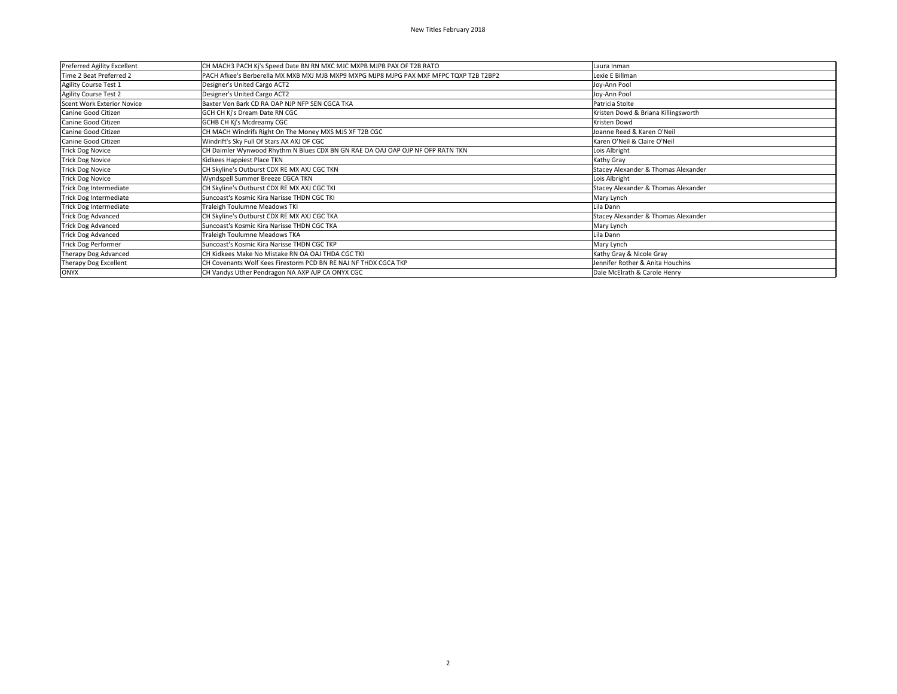| | | |
|---|---|---|
| Preferred Agility Excellent | CH MACH3 PACH Kj's Speed Date BN RN MXC MJC MXPB MJPB PAX OF T2B RATO | Laura Inman |
| Time 2 Beat Preferred 2 | PACH Afkee's Berberella MX MXB MXJ MJB MXP9 MXPG MJP8 MJPG PAX MXF MFPC TQXP T2B T2BP2 | Lexie E Billman |
| Agility Course Test 1 | Designer's United Cargo ACT2 | Joy-Ann Pool |
| Agility Course Test 2 | Designer's United Cargo ACT2 | Joy-Ann Pool |
| Scent Work Exterior Novice | Baxter Von Bark CD RA OAP NJP NFP SEN CGCA TKA | Patricia Stolte |
| Canine Good Citizen | GCH CH Kj's Dream Date RN CGC | Kristen Dowd & Briana Killingsworth |
| Canine Good Citizen | GCHB CH Kj's Mcdreamy CGC | Kristen Dowd |
| Canine Good Citizen | CH MACH Windrifs Right On The Money MXS MJS XF T2B CGC | Joanne Reed & Karen O'Neil |
| Canine Good Citizen | Windrift's Sky Full Of Stars AX AXJ OF CGC | Karen O'Neil & Claire O'Neil |
| Trick Dog Novice | CH Daimler Wynwood Rhythm N Blues CDX BN GN RAE OA OAJ OAP OJP NF OFP RATN TKN | Lois Albright |
| Trick Dog Novice | Kidkees Happiest Place TKN | Kathy Gray |
| Trick Dog Novice | CH Skyline's Outburst CDX RE MX AXJ CGC TKN | Stacey Alexander & Thomas Alexander |
| Trick Dog Novice | Wyndspell Summer Breeze CGCA TKN | Lois Albright |
| Trick Dog Intermediate | CH Skyline's Outburst CDX RE MX AXJ CGC TKI | Stacey Alexander & Thomas Alexander |
| Trick Dog Intermediate | Suncoast's Kosmic Kira Narisse THDN CGC TKI | Mary Lynch |
| Trick Dog Intermediate | Traleigh Toulumne Meadows TKI | Lila Dann |
| Trick Dog Advanced | CH Skyline's Outburst CDX RE MX AXJ CGC TKA | Stacey Alexander & Thomas Alexander |
| Trick Dog Advanced | Suncoast's Kosmic Kira Narisse THDN CGC TKA | Mary Lynch |
| Trick Dog Advanced | Traleigh Toulumne Meadows TKA | Lila Dann |
| Trick Dog Performer | Suncoast's Kosmic Kira Narisse THDN CGC TKP | Mary Lynch |
| Therapy Dog Advanced | CH Kidkees Make No Mistake RN OA OAJ THDA CGC TKI | Kathy Gray & Nicole Gray |
| Therapy Dog Excellent | CH Covenants Wolf Kees Firestorm PCD BN RE NAJ NF THDX CGCA TKP | Jennifer Rother & Anita Houchins |
| ONYX | CH Vandys Uther Pendragon NA AXP AJP CA ONYX CGC | Dale McElrath & Carole Henry |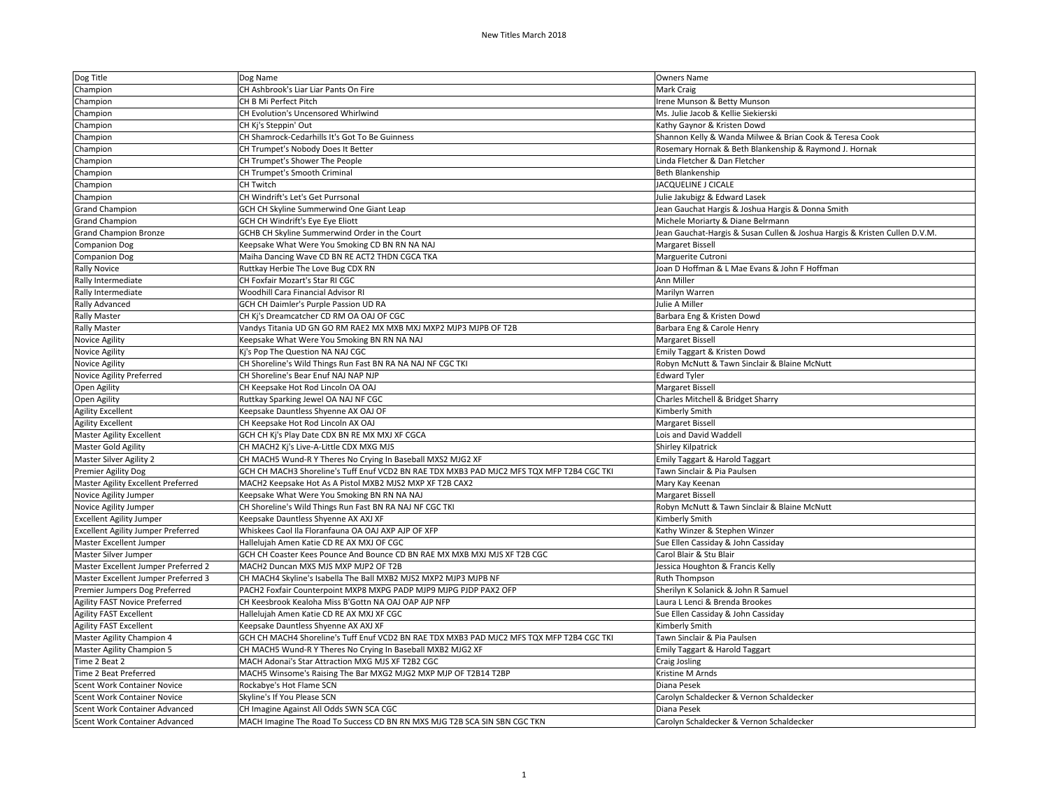# New Titles March 2018

| Dog Title | Dog Name | Owners Name |
|---|---|---|
| Champion | CH Ashbrook's Liar Liar Pants On Fire | Mark Craig |
| Champion | CH B Mi Perfect Pitch | Irene Munson & Betty Munson |
| Champion | CH Evolution's Uncensored Whirlwind | Ms. Julie Jacob & Kellie Siekierski |
| Champion | CH Kj's Steppin' Out | Kathy Gaynor & Kristen Dowd |
| Champion | CH Shamrock-Cedarhills It's Got To Be Guinness | Shannon Kelly & Wanda Milwee & Brian Cook & Teresa Cook |
| Champion | CH Trumpet's Nobody Does It Better | Rosemary Hornak & Beth Blankenship & Raymond J. Hornak |
| Champion | CH Trumpet's Shower The People | Linda Fletcher & Dan Fletcher |
| Champion | CH Trumpet's Smooth Criminal | Beth Blankenship |
| Champion | CH Twitch | JACQUELINE J CICALE |
| Champion | CH Windrift's Let's Get Purrsonal | Julie Jakubigz & Edward Lasek |
| Grand Champion | GCH CH Skyline Summerwind One Giant Leap | Jean Gauchat Hargis & Joshua Hargis & Donna Smith |
| Grand Champion | GCH CH Windrift's Eye Eye Eliott | Michele Moriarty & Diane Belrmann |
| Grand Champion Bronze | GCHB CH Skyline Summerwind Order in the Court | Jean Gauchat-Hargis & Susan Cullen & Joshua Hargis & Kristen Cullen D.V.M. |
| Companion Dog | Keepsake What Were You Smoking CD BN RN NA NAJ | Margaret Bissell |
| Companion Dog | Maiha Dancing Wave CD BN RE ACT2 THDN CGCA TKA | Marguerite Cutroni |
| Rally Novice | Ruttkay Herbie The Love Bug CDX RN | Joan D Hoffman & L Mae Evans & John F Hoffman |
| Rally Intermediate | CH Foxfair Mozart's Star RI CGC | Ann Miller |
| Rally Intermediate | Woodhill Cara Financial Advisor RI | Marilyn Warren |
| Rally Advanced | GCH CH Daimler's Purple Passion UD RA | Julie A Miller |
| Rally Master | CH Kj's Dreamcatcher CD RM OA OAJ OF CGC | Barbara Eng & Kristen Dowd |
| Rally Master | Vandys Titania UD GN GO RM RAE2 MX MXB MXJ MXP2 MJP3 MJPB OF T2B | Barbara Eng & Carole Henry |
| Novice Agility | Keepsake What Were You Smoking BN RN NA NAJ | Margaret Bissell |
| Novice Agility | Kj's Pop The Question NA NAJ CGC | Emily Taggart & Kristen Dowd |
| Novice Agility | CH Shoreline's Wild Things Run Fast BN RA NA NAJ NF CGC TKI | Robyn McNutt & Tawn Sinclair & Blaine McNutt |
| Novice Agility Preferred | CH Shoreline's Bear Enuf NAJ NAP NJP | Edward Tyler |
| Open Agility | CH Keepsake Hot Rod Lincoln OA OAJ | Margaret Bissell |
| Open Agility | Ruttkay Sparking Jewel OA NAJ NF CGC | Charles Mitchell & Bridget Sharry |
| Agility Excellent | Keepsake Dauntless Shyenne AX OAJ OF | Kimberly Smith |
| Agility Excellent | CH Keepsake Hot Rod Lincoln AX OAJ | Margaret Bissell |
| Master Agility Excellent | GCH CH Kj's Play Date CDX BN RE MX MXJ XF CGCA | Lois and David Waddell |
| Master Gold Agility | CH MACH2 Kj's Live-A-Little CDX MXG MJS | Shirley Kilpatrick |
| Master Silver Agility 2 | CH MACH5 Wund-R Y Theres No Crying In Baseball MXS2 MJG2 XF | Emily Taggart & Harold Taggart |
| Premier Agility Dog | GCH CH MACH3 Shoreline's Tuff Enuf VCD2 BN RAE TDX MXB3 PAD MJC2 MFS TQX MFP T2B4 CGC TKI | Tawn Sinclair & Pia Paulsen |
| Master Agility Excellent Preferred | MACH2 Keepsake Hot As A Pistol MXB2 MJS2 MXP XF T2B CAX2 | Mary Kay Keenan |
| Novice Agility Jumper | Keepsake What Were You Smoking BN RN NA NAJ | Margaret Bissell |
| Novice Agility Jumper | CH Shoreline's Wild Things Run Fast BN RA NAJ NF CGC TKI | Robyn McNutt & Tawn Sinclair & Blaine McNutt |
| Excellent Agility Jumper | Keepsake Dauntless Shyenne AX AXJ XF | Kimberly Smith |
| Excellent Agility Jumper Preferred | Whiskees Caol Ila Floranfauna OA OAJ AXP AJP OF XFP | Kathy Winzer & Stephen Winzer |
| Master Excellent Jumper | Hallelujah Amen Katie CD RE AX MXJ OF CGC | Sue Ellen Cassiday & John Cassiday |
| Master Silver Jumper | GCH CH Coaster Kees Pounce And Bounce CD BN RAE MX MXB MXJ MJS XF T2B CGC | Carol Blair & Stu Blair |
| Master Excellent Jumper Preferred 2 | MACH2 Duncan MXS MJS MXP MJP2 OF T2B | Jessica Houghton & Francis Kelly |
| Master Excellent Jumper Preferred 3 | CH MACH4 Skyline's Isabella The Ball MXB2 MJS2 MXP2 MJP3 MJPB NF | Ruth Thompson |
| Premier Jumpers Dog Preferred | PACH2 Foxfair Counterpoint MXP8 MXPG PADP MJP9 MJPG PJDP PAX2 OFP | Sherilyn K Solanick & John R Samuel |
| Agility FAST Novice Preferred | CH Keesbrook Kealoha Miss B'Gottn NA OAJ OAP AJP NFP | Laura L Lenci & Brenda Brookes |
| Agility FAST Excellent | Hallelujah Amen Katie CD RE AX MXJ XF CGC | Sue Ellen Cassiday & John Cassiday |
| Agility FAST Excellent | Keepsake Dauntless Shyenne AX AXJ XF | Kimberly Smith |
| Master Agility Champion 4 | GCH CH MACH4 Shoreline's Tuff Enuf VCD2 BN RAE TDX MXB3 PAD MJC2 MFS TQX MFP T2B4 CGC TKI | Tawn Sinclair & Pia Paulsen |
| Master Agility Champion 5 | CH MACH5 Wund-R Y Theres No Crying In Baseball MXB2 MJG2 XF | Emily Taggart & Harold Taggart |
| Time 2 Beat 2 | MACH Adonai's Star Attraction MXG MJS XF T2B2 CGC | Craig Josling |
| Time 2 Beat Preferred | MACH5 Winsome's Raising The Bar MXG2 MJG2 MXP MJP OF T2B14 T2BP | Kristine M Arnds |
| Scent Work Container Novice | Rockabye's Hot Flame SCN | Diana Pesek |
| Scent Work Container Novice | Skyline's If You Please SCN | Carolyn Schaldecker & Vernon Schaldecker |
| Scent Work Container Advanced | CH Imagine Against All Odds SWN SCA CGC | Diana Pesek |
| Scent Work Container Advanced | MACH Imagine The Road To Success CD BN RN MXS MJG T2B SCA SIN SBN CGC TKN | Carolyn Schaldecker & Vernon Schaldecker |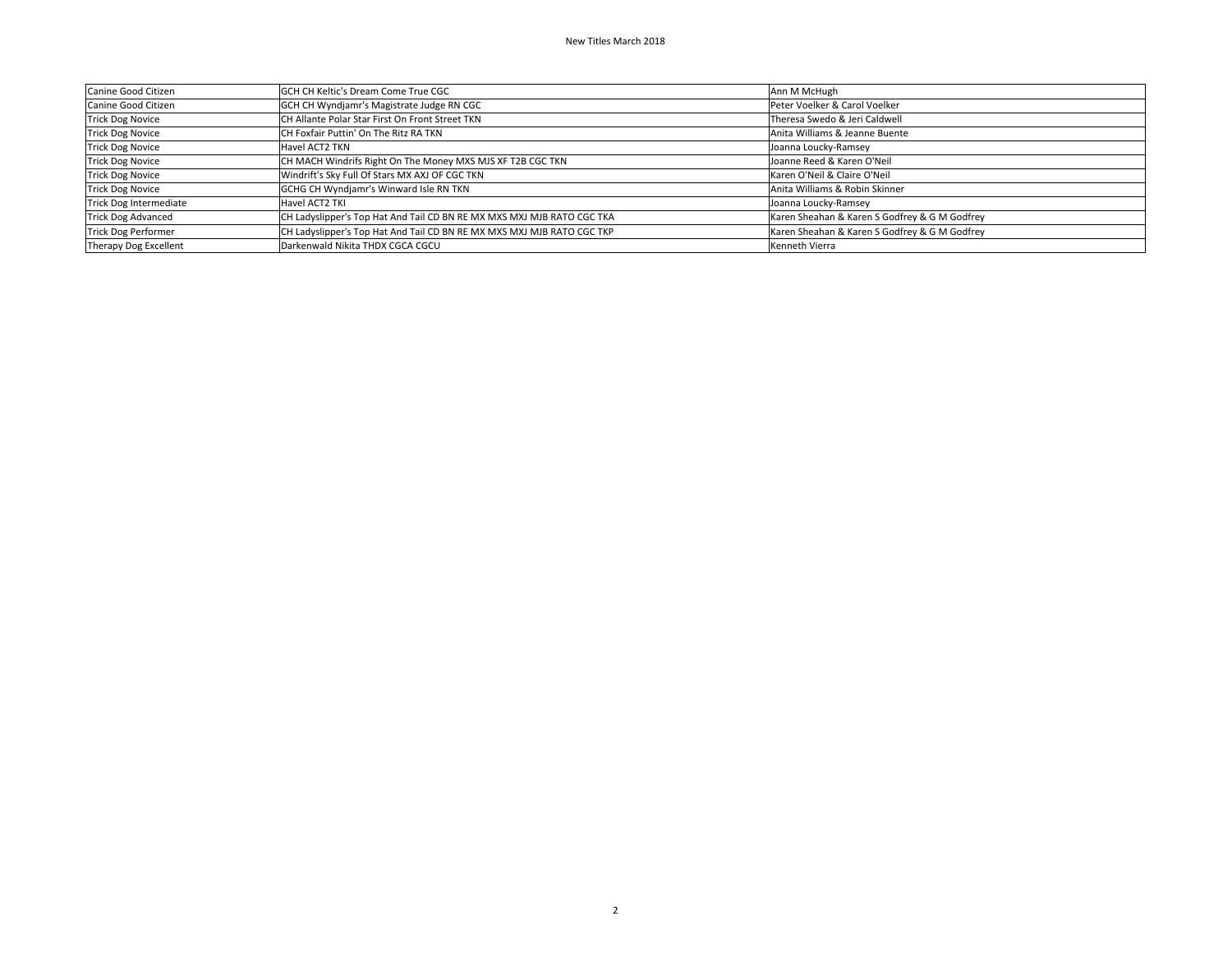| | | |
|---|---|---|
| Canine Good Citizen | GCH CH Keltic's Dream Come True CGC | Ann M McHugh |
| Canine Good Citizen | GCH CH Wyndjamr's Magistrate Judge RN CGC | Peter Voelker & Carol Voelker |
| Trick Dog Novice | CH Allante Polar Star First On Front Street TKN | Theresa Swedo & Jeri Caldwell |
| Trick Dog Novice | CH Foxfair Puttin' On The Ritz RA TKN | Anita Williams & Jeanne Buente |
| Trick Dog Novice | Havel ACT2 TKN | Joanna Loucky-Ramsey |
| Trick Dog Novice | CH MACH Windrifs Right On The Money MXS MJS XF T2B CGC TKN | Joanne Reed & Karen O'Neil |
| Trick Dog Novice | Windrift's Sky Full Of Stars MX AXJ OF CGC TKN | Karen O'Neil & Claire O'Neil |
| Trick Dog Novice | GCHG CH Wyndjamr's Winward Isle RN TKN | Anita Williams & Robin Skinner |
| Trick Dog Intermediate | Havel ACT2 TKI | Joanna Loucky-Ramsey |
| Trick Dog Advanced | CH Ladyslipper's Top Hat And Tail CD BN RE MX MXS MXJ MJB RATO CGC TKA | Karen Sheahan & Karen S Godfrey & G M Godfrey |
| Trick Dog Performer | CH Ladyslipper's Top Hat And Tail CD BN RE MX MXS MXJ MJB RATO CGC TKP | Karen Sheahan & Karen S Godfrey & G M Godfrey |
| Therapy Dog Excellent | Darkenwald Nikita THDX CGCA CGCU | Kenneth Vierra |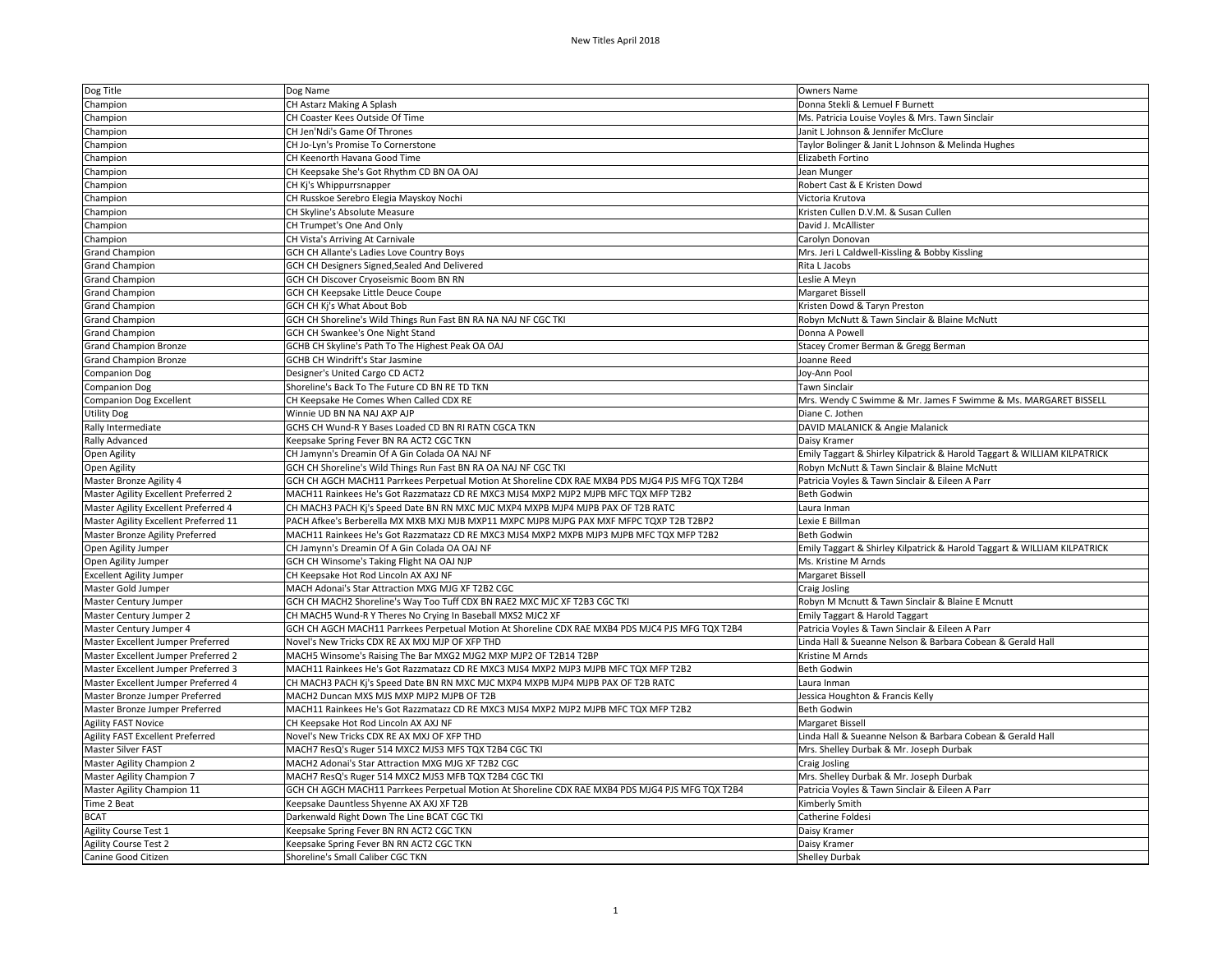# New Titles April 2018

| Dog Title | Dog Name | Owners Name |
|---|---|---|
| Champion | CH Astarz Making A Splash | Donna Stekli & Lemuel F Burnett |
| Champion | CH Coaster Kees Outside Of Time | Ms. Patricia Louise Voyles & Mrs. Tawn Sinclair |
| Champion | CH Jen'Ndi's Game Of Thrones | Janit L Johnson & Jennifer McClure |
| Champion | CH Jo-Lyn's Promise To Cornerstone | Taylor Bolinger & Janit L Johnson & Melinda Hughes |
| Champion | CH Keenorth Havana Good Time | Elizabeth Fortino |
| Champion | CH Keepsake She's Got Rhythm CD BN OA OAJ | Jean Munger |
| Champion | CH Kj's Whippurrsnapper | Robert Cast & E Kristen Dowd |
| Champion | CH Russkoe Serebro Elegia Mayskoy Nochi | Victoria Krutova |
| Champion | CH Skyline's Absolute Measure | Kristen Cullen D.V.M. & Susan Cullen |
| Champion | CH Trumpet's One And Only | David J. McAllister |
| Champion | CH Vista's Arriving At Carnivale | Carolyn Donovan |
| Grand Champion | GCH CH Allante's Ladies Love Country Boys | Mrs. Jeri L Caldwell-Kissling & Bobby Kissling |
| Grand Champion | GCH CH Designers Signed,Sealed And Delivered | Rita L Jacobs |
| Grand Champion | GCH CH Discover Cryoseismic Boom BN RN | Leslie A Meyn |
| Grand Champion | GCH CH Keepsake Little Deuce Coupe | Margaret Bissell |
| Grand Champion | GCH CH Kj's What About Bob | Kristen Dowd & Taryn Preston |
| Grand Champion | GCH CH Shoreline's Wild Things Run Fast BN RA NA NAJ NF CGC TKI | Robyn McNutt & Tawn Sinclair & Blaine McNutt |
| Grand Champion | GCH CH Swankee's One Night Stand | Donna A Powell |
| Grand Champion Bronze | GCHB CH Skyline's Path To The Highest Peak OA OAJ | Stacey Cromer Berman & Gregg Berman |
| Grand Champion Bronze | GCHB CH Windrift's Star Jasmine | Joanne Reed |
| Companion Dog | Designer's United Cargo CD ACT2 | Joy-Ann Pool |
| Companion Dog | Shoreline's Back To The Future CD BN RE TD TKN | Tawn Sinclair |
| Companion Dog Excellent | CH Keepsake He Comes When Called CDX RE | Mrs. Wendy C Swimme & Mr. James F Swimme & Ms. MARGARET BISSELL |
| Utility Dog | Winnie UD BN NA NAJ AXP AJP | Diane C. Jothen |
| Rally Intermediate | GCHS CH Wund-R Y Bases Loaded CD BN RI RATN CGCA TKN | DAVID MALANICK & Angie Malanick |
| Rally Advanced | Keepsake Spring Fever BN RA ACT2 CGC TKN | Daisy Kramer |
| Open Agility | CH Jamynn's Dreamin Of A Gin Colada OA NAJ NF | Emily Taggart & Shirley Kilpatrick & Harold Taggart & WILLIAM KILPATRICK |
| Open Agility | GCH CH Shoreline's Wild Things Run Fast BN RA OA NAJ NF CGC TKI | Robyn McNutt & Tawn Sinclair & Blaine McNutt |
| Master Bronze Agility 4 | GCH CH AGCH MACH11 Parrkees Perpetual Motion At Shoreline CDX RAE MXB4 PDS MJG4 PJS MFG TQX T2B4 | Patricia Voyles & Tawn Sinclair & Eileen A Parr |
| Master Agility Excellent Preferred 2 | MACH11 Rainkees He's Got Razzmatazz CD RE MXC3 MJS4 MXP2 MJP2 MJPB MFC TQX MFP T2B2 | Beth Godwin |
| Master Agility Excellent Preferred 4 | CH MACH3 PACH Kj's Speed Date BN RN MXC MJC MXP4 MXPB MJP4 MJPB PAX OF T2B RATC | Laura Inman |
| Master Agility Excellent Preferred 11 | PACH Afkee's Berberella MX MXB MXJ MJB MXP11 MXPC MJP8 MJPG PAX MXF MFPC TQXP T2B T2BP2 | Lexie E Billman |
| Master Bronze Agility Preferred | MACH11 Rainkees He's Got Razzmatazz CD RE MXC3 MJS4 MXP2 MXPB MJP3 MJPB MFC TQX MFP T2B2 | Beth Godwin |
| Open Agility Jumper | CH Jamynn's Dreamin Of A Gin Colada OA OAJ NF | Emily Taggart & Shirley Kilpatrick & Harold Taggart & WILLIAM KILPATRICK |
| Open Agility Jumper | GCH CH Winsome's Taking Flight NA OAJ NJP | Ms. Kristine M Arnds |
| Excellent Agility Jumper | CH Keepsake Hot Rod Lincoln AX AXJ NF | Margaret Bissell |
| Master Gold Jumper | MACH Adonai's Star Attraction MXG MJG XF T2B2 CGC | Craig Josling |
| Master Century Jumper | GCH CH MACH2 Shoreline's Way Too Tuff CDX BN RAE2 MXC MJC XF T2B3 CGC TKI | Robyn M Mcnutt & Tawn Sinclair & Blaine E Mcnutt |
| Master Century Jumper 2 | CH MACH5 Wund-R Y Theres No Crying In Baseball MXS2 MJC2 XF | Emily Taggart & Harold Taggart |
| Master Century Jumper 4 | GCH CH AGCH MACH11 Parrkees Perpetual Motion At Shoreline CDX RAE MXB4 PDS MJC4 PJS MFG TQX T2B4 | Patricia Voyles & Tawn Sinclair & Eileen A Parr |
| Master Excellent Jumper Preferred | Novel's New Tricks CDX RE AX MXJ MJP OF XFP THD | Linda Hall & Sueanne Nelson & Barbara Cobean & Gerald Hall |
| Master Excellent Jumper Preferred 2 | MACH5 Winsome's Raising The Bar MXG2 MJG2 MXP MJP2 OF T2B14 T2BP | Kristine M Arnds |
| Master Excellent Jumper Preferred 3 | MACH11 Rainkees He's Got Razzmatazz CD RE MXC3 MJS4 MXP2 MJP3 MJPB MFC TQX MFP T2B2 | Beth Godwin |
| Master Excellent Jumper Preferred 4 | CH MACH3 PACH Kj's Speed Date BN RN MXC MJC MXP4 MXPB MJP4 MJPB PAX OF T2B RATC | Laura Inman |
| Master Bronze Jumper Preferred | MACH2 Duncan MXS MJS MXP MJP2 MJPB OF T2B | Jessica Houghton & Francis Kelly |
| Master Bronze Jumper Preferred | MACH11 Rainkees He's Got Razzmatazz CD RE MXC3 MJS4 MXP2 MJP2 MJPB MFC TQX MFP T2B2 | Beth Godwin |
| Agility FAST Novice | CH Keepsake Hot Rod Lincoln AX AXJ NF | Margaret Bissell |
| Agility FAST Excellent Preferred | Novel's New Tricks CDX RE AX MXJ OF XFP THD | Linda Hall & Sueanne Nelson & Barbara Cobean & Gerald Hall |
| Master Silver FAST | MACH7 ResQ's Ruger 514 MXC2 MJS3 MFS TQX T2B4 CGC TKI | Mrs. Shelley Durbak & Mr. Joseph Durbak |
| Master Agility Champion 2 | MACH2 Adonai's Star Attraction MXG MJG XF T2B2 CGC | Craig Josling |
| Master Agility Champion 7 | MACH7 ResQ's Ruger 514 MXC2 MJS3 MFB TQX T2B4 CGC TKI | Mrs. Shelley Durbak & Mr. Joseph Durbak |
| Master Agility Champion 11 | GCH CH AGCH MACH11 Parrkees Perpetual Motion At Shoreline CDX RAE MXB4 PDS MJG4 PJS MFG TQX T2B4 | Patricia Voyles & Tawn Sinclair & Eileen A Parr |
| Time 2 Beat | Keepsake Dauntless Shyenne AX AXJ XF T2B | Kimberly Smith |
| BCAT | Darkenwald Right Down The Line BCAT CGC TKI | Catherine Foldesi |
| Agility Course Test 1 | Keepsake Spring Fever BN RN ACT2 CGC TKN | Daisy Kramer |
| Agility Course Test 2 | Keepsake Spring Fever BN RN ACT2 CGC TKN | Daisy Kramer |
| Canine Good Citizen | Shoreline's Small Caliber CGC TKN | Shelley Durbak |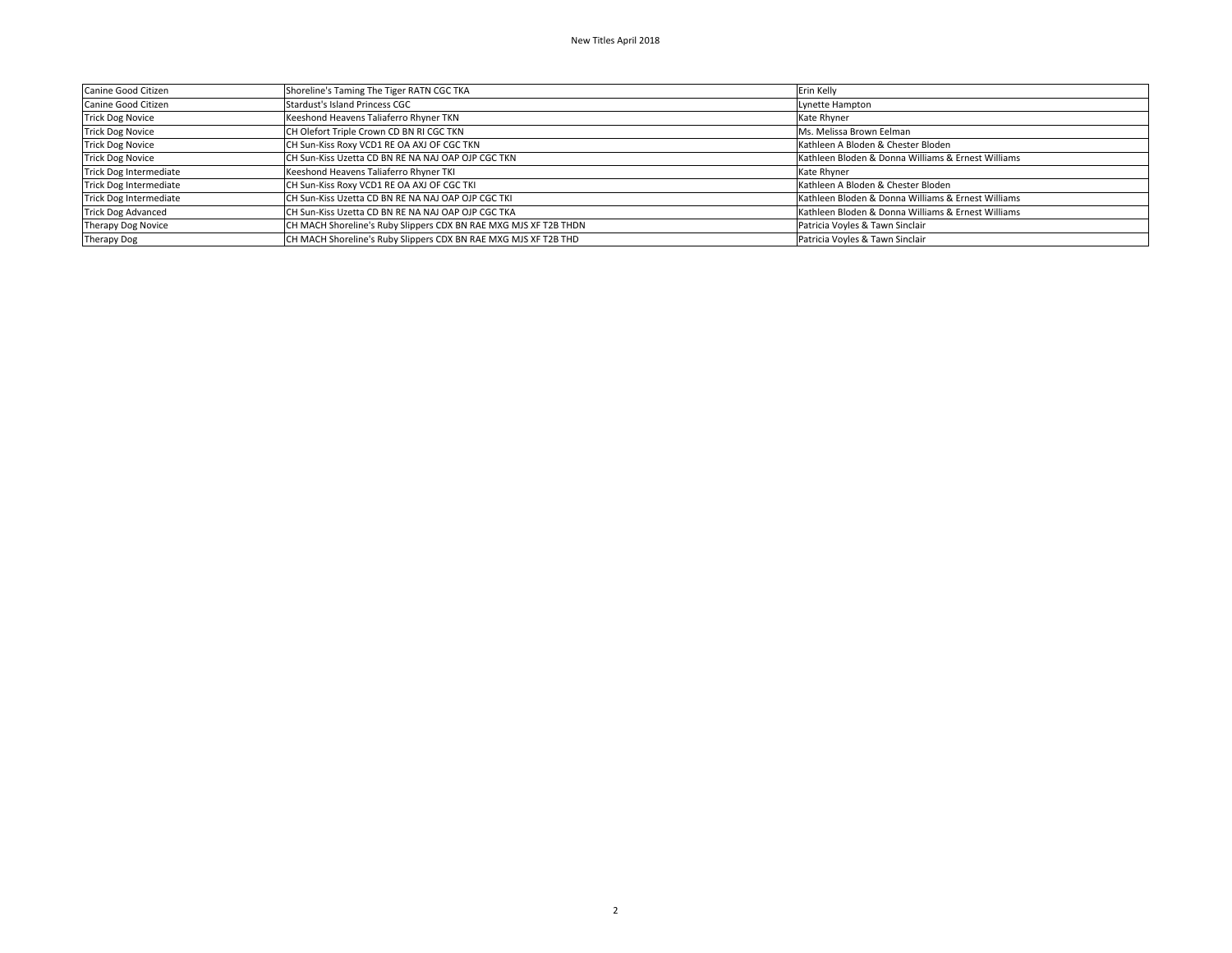| | | |
|---|---|---|
| Canine Good Citizen | Shoreline's Taming The Tiger RATN CGC TKA | Erin Kelly |
| Canine Good Citizen | Stardust's Island Princess CGC | Lynette Hampton |
| Trick Dog Novice | Keeshond Heavens Taliaferro Rhyner TKN | Kate Rhyner |
| Trick Dog Novice | CH Olefort Triple Crown CD BN RI CGC TKN | Ms. Melissa Brown Eelman |
| Trick Dog Novice | CH Sun-Kiss Roxy VCD1 RE OA AXJ OF CGC TKN | Kathleen A Bloden & Chester Bloden |
| Trick Dog Novice | CH Sun-Kiss Uzetta CD BN RE NA NAJ OAP OJP CGC TKN | Kathleen Bloden & Donna Williams & Ernest Williams |
| Trick Dog Intermediate | Keeshond Heavens Taliaferro Rhyner TKI | Kate Rhyner |
| Trick Dog Intermediate | CH Sun-Kiss Roxy VCD1 RE OA AXJ OF CGC TKI | Kathleen A Bloden & Chester Bloden |
| Trick Dog Intermediate | CH Sun-Kiss Uzetta CD BN RE NA NAJ OAP OJP CGC TKI | Kathleen Bloden & Donna Williams & Ernest Williams |
| Trick Dog Advanced | CH Sun-Kiss Uzetta CD BN RE NA NAJ OAP OJP CGC TKA | Kathleen Bloden & Donna Williams & Ernest Williams |
| Therapy Dog Novice | CH MACH Shoreline's Ruby Slippers CDX BN RAE MXG MJS XF T2B THDN | Patricia Voyles & Tawn Sinclair |
| Therapy Dog | CH MACH Shoreline's Ruby Slippers CDX BN RAE MXG MJS XF T2B THD | Patricia Voyles & Tawn Sinclair |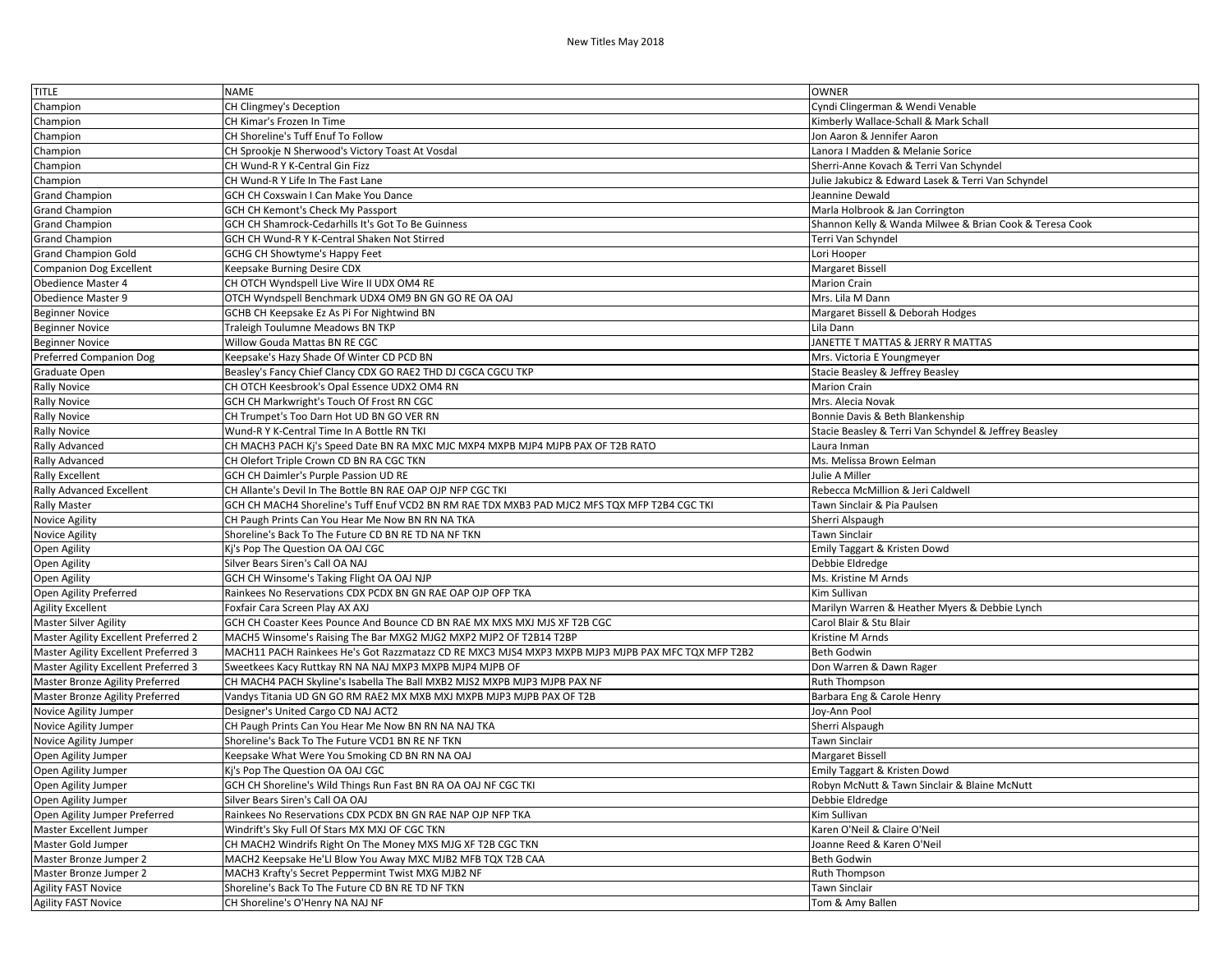New Titles May 2018

| TITLE | NAME | OWNER |
|---|---|---|
| Champion | CH Clingmey's Deception | Cyndi Clingerman & Wendi Venable |
| Champion | CH Kimar's Frozen In Time | Kimberly Wallace-Schall & Mark Schall |
| Champion | CH Shoreline's Tuff Enuf To Follow | Jon Aaron & Jennifer Aaron |
| Champion | CH Sprookje N Sherwood's Victory Toast At Vosdal | Lanora I Madden & Melanie Sorice |
| Champion | CH Wund-R Y K-Central Gin Fizz | Sherri-Anne Kovach & Terri Van Schyndel |
| Champion | CH Wund-R Y Life In The Fast Lane | Julie Jakubicz & Edward Lasek & Terri Van Schyndel |
| Grand Champion | GCH CH Coxswain I Can Make You Dance | Jeannine Dewald |
| Grand Champion | GCH CH Kemont's Check My Passport | Marla Holbrook & Jan Corrington |
| Grand Champion | GCH CH Shamrock-Cedarhills It's Got To Be Guinness | Shannon Kelly & Wanda Milwee & Brian Cook & Teresa Cook |
| Grand Champion | GCH CH Wund-R Y K-Central Shaken Not Stirred | Terri Van Schyndel |
| Grand Champion Gold | GCHG CH Showtyme's Happy Feet | Lori Hooper |
| Companion Dog Excellent | Keepsake Burning Desire CDX | Margaret Bissell |
| Obedience Master 4 | CH OTCH Wyndspell Live Wire II UDX OM4 RE | Marion Crain |
| Obedience Master 9 | OTCH Wyndspell Benchmark UDX4 OM9 BN GN GO RE OA OAJ | Mrs. Lila M Dann |
| Beginner Novice | GCHB CH Keepsake Ez As Pi For Nightwind BN | Margaret Bissell & Deborah Hodges |
| Beginner Novice | Traleigh Toulumne Meadows BN TKP | Lila Dann |
| Beginner Novice | Willow Gouda Mattas BN RE CGC | JANETTE T MATTAS & JERRY R MATTAS |
| Preferred Companion Dog | Keepsake's Hazy Shade Of Winter CD PCD BN | Mrs. Victoria E Youngmeyer |
| Graduate Open | Beasley's Fancy Chief Clancy CDX GO RAE2 THD DJ CGCA CGCU TKP | Stacie Beasley & Jeffrey Beasley |
| Rally Novice | CH OTCH Keesbrook's Opal Essence UDX2 OM4 RN | Marion Crain |
| Rally Novice | GCH CH Markwright's Touch Of Frost RN CGC | Mrs. Alecia Novak |
| Rally Novice | CH Trumpet's Too Darn Hot UD BN GO VER RN | Bonnie Davis & Beth Blankenship |
| Rally Novice | Wund-R Y K-Central Time In A Bottle RN TKI | Stacie Beasley & Terri Van Schyndel & Jeffrey Beasley |
| Rally Advanced | CH MACH3 PACH Kj's Speed Date BN RA MXC MJC MXP4 MXPB MJP4 MJPB PAX OF T2B RATO | Laura Inman |
| Rally Advanced | CH Olefort Triple Crown CD BN RA CGC TKN | Ms. Melissa Brown Eelman |
| Rally Excellent | GCH CH Daimler's Purple Passion UD RE | Julie A Miller |
| Rally Advanced Excellent | CH Allante's Devil In The Bottle BN RAE OAP OJP NFP CGC TKI | Rebecca McMillion & Jeri Caldwell |
| Rally Master | GCH CH MACH4 Shoreline's Tuff Enuf VCD2 BN RM RAE TDX MXB3 PAD MJC2 MFS TQX MFP T2B4 CGC TKI | Tawn Sinclair & Pia Paulsen |
| Novice Agility | CH Paugh Prints Can You Hear Me Now BN RN NA TKA | Sherri Alspaugh |
| Novice Agility | Shoreline's Back To The Future CD BN RE TD NA NF TKN | Tawn Sinclair |
| Open Agility | Kj's Pop The Question OA OAJ CGC | Emily Taggart & Kristen Dowd |
| Open Agility | Silver Bears Siren's Call OA NAJ | Debbie Eldredge |
| Open Agility | GCH CH Winsome's Taking Flight OA OAJ NJP | Ms. Kristine M Arnds |
| Open Agility Preferred | Rainkees No Reservations CDX PCDX BN GN RAE OAP OJP OFP TKA | Kim Sullivan |
| Agility Excellent | Foxfair Cara Screen Play AX AXJ | Marilyn Warren & Heather Myers & Debbie Lynch |
| Master Silver Agility | GCH CH Coaster Kees Pounce And Bounce CD BN RAE MX MXS MXJ MJS XF T2B CGC | Carol Blair & Stu Blair |
| Master Agility Excellent Preferred 2 | MACH5 Winsome's Raising The Bar MXG2 MJG2 MXP2 MJP2 OF T2B14 T2BP | Kristine M Arnds |
| Master Agility Excellent Preferred 3 | MACH11 PACH Rainkees He's Got Razzmatazz CD RE MXC3 MJS4 MXP3 MXPB MJP3 MJPB PAX MFC TQX MFP T2B2 | Beth Godwin |
| Master Agility Excellent Preferred 3 | Sweetkees Kacy Ruttkay RN NA NAJ MXP3 MXPB MJP4 MJPB OF | Don Warren & Dawn Rager |
| Master Bronze Agility Preferred | CH MACH4 PACH Skyline's Isabella The Ball MXB2 MJS2 MXPB MJP3 MJPB PAX NF | Ruth Thompson |
| Master Bronze Agility Preferred | Vandys Titania UD GN GO RM RAE2 MX MXB MXJ MXPB MJP3 MJPB PAX OF T2B | Barbara Eng & Carole Henry |
| Novice Agility Jumper | Designer's United Cargo CD NAJ ACT2 | Joy-Ann Pool |
| Novice Agility Jumper | CH Paugh Prints Can You Hear Me Now BN RN NA NAJ TKA | Sherri Alspaugh |
| Novice Agility Jumper | Shoreline's Back To The Future VCD1 BN RE NF TKN | Tawn Sinclair |
| Open Agility Jumper | Keepsake What Were You Smoking CD BN RN NA OAJ | Margaret Bissell |
| Open Agility Jumper | Kj's Pop The Question OA OAJ CGC | Emily Taggart & Kristen Dowd |
| Open Agility Jumper | GCH CH Shoreline's Wild Things Run Fast BN RA OA OAJ NF CGC TKI | Robyn McNutt & Tawn Sinclair & Blaine McNutt |
| Open Agility Jumper | Silver Bears Siren's Call OA OAJ | Debbie Eldredge |
| Open Agility Jumper Preferred | Rainkees No Reservations CDX PCDX BN GN RAE NAP OJP NFP TKA | Kim Sullivan |
| Master Excellent Jumper | Windrift's Sky Full Of Stars MX MXJ OF CGC TKN | Karen O'Neil & Claire O'Neil |
| Master Gold Jumper | CH MACH2 Windrifs Right On The Money MXS MJG XF T2B CGC TKN | Joanne Reed & Karen O'Neil |
| Master Bronze Jumper 2 | MACH2 Keepsake He'Ll Blow You Away MXC MJB2 MFB TQX T2B CAA | Beth Godwin |
| Master Bronze Jumper 2 | MACH3 Krafty's Secret Peppermint Twist MXG MJB2 NF | Ruth Thompson |
| Agility FAST Novice | Shoreline's Back To The Future CD BN RE TD NF TKN | Tawn Sinclair |
| Agility FAST Novice | CH Shoreline's O'Henry NA NAJ NF | Tom & Amy Ballen |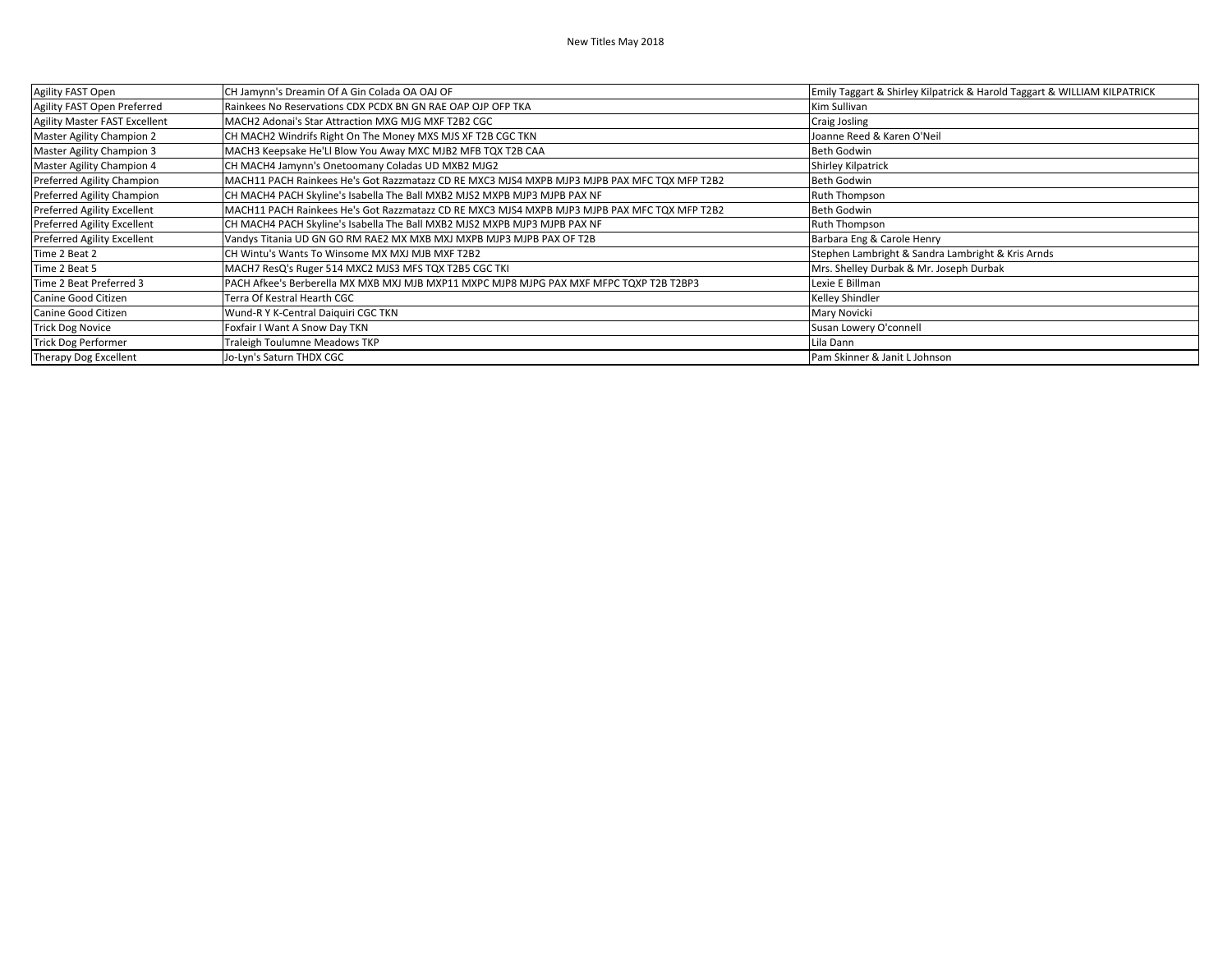New Titles May 2018

| Agility FAST Open | CH Jamynn's Dreamin Of A Gin Colada OA OAJ OF | Emily Taggart & Shirley Kilpatrick & Harold Taggart & WILLIAM KILPATRICK |
|---|---|---|
| Agility FAST Open Preferred | Rainkees No Reservations CDX PCDX BN GN RAE OAP OJP OFP TKA | Kim Sullivan |
| Agility Master FAST Excellent | MACH2 Adonai's Star Attraction MXG MJG MXF T2B2 CGC | Craig Josling |
| Master Agility Champion 2 | CH MACH2 Windrifs Right On The Money MXS MJS XF T2B CGC TKN | Joanne Reed & Karen O'Neil |
| Master Agility Champion 3 | MACH3 Keepsake He'Ll Blow You Away MXC MJB2 MFB TQX T2B CAA | Beth Godwin |
| Master Agility Champion 4 | CH MACH4 Jamynn's Onetoomany Coladas UD MXB2 MJG2 | Shirley Kilpatrick |
| Preferred Agility Champion | MACH11 PACH Rainkees He's Got Razzmatazz CD RE MXC3 MJS4 MXPB MJP3 MJPB PAX MFC TQX MFP T2B2 | Beth Godwin |
| Preferred Agility Champion | CH MACH4 PACH Skyline's Isabella The Ball MXB2 MJS2 MXPB MJP3 MJPB PAX NF | Ruth Thompson |
| Preferred Agility Excellent | MACH11 PACH Rainkees He's Got Razzmatazz CD RE MXC3 MJS4 MXPB MJP3 MJPB PAX MFC TQX MFP T2B2 | Beth Godwin |
| Preferred Agility Excellent | CH MACH4 PACH Skyline's Isabella The Ball MXB2 MJS2 MXPB MJP3 MJPB PAX NF | Ruth Thompson |
| Preferred Agility Excellent | Vandys Titania UD GN GO RM RAE2 MX MXB MXJ MXPB MJP3 MJPB PAX OF T2B | Barbara Eng & Carole Henry |
| Time 2 Beat 2 | CH Wintu's Wants To Winsome MX MXJ MJB MXF T2B2 | Stephen Lambright & Sandra Lambright & Kris Arnds |
| Time 2 Beat 5 | MACH7 ResQ's Ruger 514 MXC2 MJS3 MFS TQX T2B5 CGC TKI | Mrs. Shelley Durbak & Mr. Joseph Durbak |
| Time 2 Beat Preferred 3 | PACH Afkee's Berberella MX MXB MXJ MJB MXP11 MXPC MJP8 MJPG PAX MXF MFPC TQXP T2B T2BP3 | Lexie E Billman |
| Canine Good Citizen | Terra Of Kestral Hearth CGC | Kelley Shindler |
| Canine Good Citizen | Wund-R Y K-Central Daiquiri CGC TKN | Mary Novicki |
| Trick Dog Novice | Foxfair I Want A Snow Day TKN | Susan Lowery O'connell |
| Trick Dog Performer | Traleigh Toulumne Meadows TKP | Lila Dann |
| Therapy Dog Excellent | Jo-Lyn's Saturn THDX CGC | Pam Skinner & Janit L Johnson |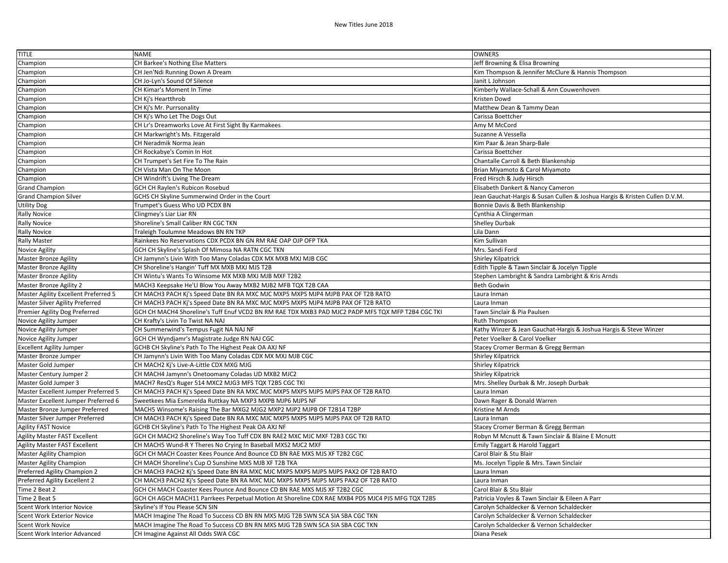New Titles June 2018

| TITLE | NAME | OWNERS |
|---|---|---|
| Champion | CH Barkee's Nothing Else Matters | Jeff Browning & Elisa Browning |
| Champion | CH Jen'Ndi Running Down A Dream | Kim Thompson & Jennifer McClure & Hannis Thompson |
| Champion | CH Jo-Lyn's Sound Of Silence | Janit L Johnson |
| Champion | CH Kimar's Moment In Time | Kimberly Wallace-Schall & Ann Couwenhoven |
| Champion | CH Kj's Heartthrob | Kristen Dowd |
| Champion | CH Kj's Mr. Purrsonality | Matthew Dean & Tammy Dean |
| Champion | CH Kj's Who Let The Dogs Out | Carissa Boettcher |
| Champion | CH Lr's Dreamworks Love At First Sight By Karmakees | Amy M McCord |
| Champion | CH Markwright's Ms. Fitzgerald | Suzanne A Vessella |
| Champion | CH Neradmik Norma Jean | Kim Paar & Jean Sharp-Bale |
| Champion | CH Rockabye's Comin In Hot | Carissa Boettcher |
| Champion | CH Trumpet's Set Fire To The Rain | Chantalle Carroll & Beth Blankenship |
| Champion | CH Vista Man On The Moon | Brian Miyamoto & Carol Miyamoto |
| Champion | CH Windrift's Living The Dream | Fred Hirsch & Judy Hirsch |
| Grand Champion | GCH CH Raylen's Rubicon Rosebud | Elisabeth Dankert & Nancy Cameron |
| Grand Champion Silver | GCHS CH Skyline Summerwind Order in the Court | Jean Gauchat-Hargis & Susan Cullen & Joshua Hargis & Kristen Cullen D.V.M. |
| Utility Dog | Trumpet's Guess Who UD PCDX BN | Bonnie Davis & Beth Blankenship |
| Rally Novice | Clingmey's Liar Liar RN | Cynthia A Clingerman |
| Rally Novice | Shoreline's Small Caliber RN CGC TKN | Shelley Durbak |
| Rally Novice | Traleigh Toulumne Meadows BN RN TKP | Lila Dann |
| Rally Master | Rainkees No Reservations CDX PCDX BN GN RM RAE OAP OJP OFP TKA | Kim Sullivan |
| Novice Agility | GCH CH Skyline's Splash Of Mimosa NA RATN CGC TKN | Mrs. Sandi Ford |
| Master Bronze Agility | CH Jamynn's Livin With Too Many Coladas CDX MX MXB MXJ MJB CGC | Shirley Kilpatrick |
| Master Bronze Agility | CH Shoreline's Hangin' Tuff MX MXB MXJ MJS T2B | Edith Tipple & Tawn Sinclair & Jocelyn Tipple |
| Master Bronze Agility | CH Wintu's Wants To Winsome MX MXB MXJ MJB MXF T2B2 | Stephen Lambright & Sandra Lambright & Kris Arnds |
| Master Bronze Agility 2 | MACH3 Keepsake He'Ll Blow You Away MXB2 MJB2 MFB TQX T2B CAA | Beth Godwin |
| Master Agility Excellent Preferred 5 | CH MACH3 PACH Kj's Speed Date BN RA MXC MJC MXP5 MXPS MJP4 MJPB PAX OF T2B RATO | Laura Inman |
| Master Silver Agility Preferred | CH MACH3 PACH Kj's Speed Date BN RA MXC MJC MXP5 MXPS MJP4 MJPB PAX OF T2B RATO | Laura Inman |
| Premier Agility Dog Preferred | GCH CH MACH4 Shoreline's Tuff Enuf VCD2 BN RM RAE TDX MXB3 PAD MJC2 PADP MFS TQX MFP T2B4 CGC TKI | Tawn Sinclair & Pia Paulsen |
| Novice Agility Jumper | CH Krafty's Livin To Twist NA NAJ | Ruth Thompson |
| Novice Agility Jumper | CH Summerwind's Tempus Fugit NA NAJ NF | Kathy Winzer & Jean Gauchat-Hargis & Joshua Hargis & Steve Winzer |
| Novice Agility Jumper | GCH CH Wyndjamr's Magistrate Judge RN NAJ CGC | Peter Voelker & Carol Voelker |
| Excellent Agility Jumper | GCHB CH Skyline's Path To The Highest Peak OA AXJ NF | Stacey Cromer Berman & Gregg Berman |
| Master Bronze Jumper | CH Jamynn's Livin With Too Many Coladas CDX MX MXJ MJB CGC | Shirley Kilpatrick |
| Master Gold Jumper | CH MACH2 Kj's Live-A-Little CDX MXG MJG | Shirley Kilpatrick |
| Master Century Jumper 2 | CH MACH4 Jamynn's Onetoomany Coladas UD MXB2 MJC2 | Shirley Kilpatrick |
| Master Gold Jumper 3 | MACH7 ResQ's Ruger 514 MXC2 MJG3 MFS TQX T2B5 CGC TKI | Mrs. Shelley Durbak & Mr. Joseph Durbak |
| Master Excellent Jumper Preferred 5 | CH MACH3 PACH Kj's Speed Date BN RA MXC MJC MXP5 MXPS MJP5 MJPS PAX OF T2B RATO | Laura Inman |
| Master Excellent Jumper Preferred 6 | Sweetkees Mia Esmerelda Ruttkay NA MXP3 MXPB MJP6 MJPS NF | Dawn Rager & Donald Warren |
| Master Bronze Jumper Preferred | MACH5 Winsome's Raising The Bar MXG2 MJG2 MXP2 MJP2 MJPB OF T2B14 T2BP | Kristine M Arnds |
| Master Silver Jumper Preferred | CH MACH3 PACH Kj's Speed Date BN RA MXC MJC MXP5 MXPS MJP5 MJPS PAX OF T2B RATO | Laura Inman |
| Agility FAST Novice | GCHB CH Skyline's Path To The Highest Peak OA AXJ NF | Stacey Cromer Berman & Gregg Berman |
| Agility Master FAST Excellent | GCH CH MACH2 Shoreline's Way Too Tuff CDX BN RAE2 MXC MJC MXF T2B3 CGC TKI | Robyn M Mcnutt & Tawn Sinclair & Blaine E Mcnutt |
| Agility Master FAST Excellent | CH MACH5 Wund-R Y Theres No Crying In Baseball MXS2 MJC2 MXF | Emily Taggart & Harold Taggart |
| Master Agility Champion | GCH CH MACH Coaster Kees Pounce And Bounce CD BN RAE MXS MJS XF T2B2 CGC | Carol Blair & Stu Blair |
| Master Agility Champion | CH MACH Shoreline's Cup O Sunshine MXS MJB XF T2B TKA | Ms. Jocelyn Tipple & Mrs. Tawn Sinclair |
| Preferred Agility Champion 2 | CH MACH3 PACH2 Kj's Speed Date BN RA MXC MJC MXP5 MXPS MJP5 MJPS PAX2 OF T2B RATO | Laura Inman |
| Preferred Agility Excellent 2 | CH MACH3 PACH2 Kj's Speed Date BN RA MXC MJC MXP5 MXPS MJP5 MJPS PAX2 OF T2B RATO | Laura Inman |
| Time 2 Beat 2 | GCH CH MACH Coaster Kees Pounce And Bounce CD BN RAE MXS MJS XF T2B2 CGC | Carol Blair & Stu Blair |
| Time 2 Beat 5 | GCH CH AGCH MACH11 Parrkees Perpetual Motion At Shoreline CDX RAE MXB4 PDS MJC4 PJS MFG TQX T2B5 | Patricia Voyles & Tawn Sinclair & Eileen A Parr |
| Scent Work Interior Novice | Skyline's If You Please SCN SIN | Carolyn Schaldecker & Vernon Schaldecker |
| Scent Work Exterior Novice | MACH Imagine The Road To Success CD BN RN MXS MJG T2B SWN SCA SIA SBA CGC TKN | Carolyn Schaldecker & Vernon Schaldecker |
| Scent Work Novice | MACH Imagine The Road To Success CD BN RN MXS MJG T2B SWN SCA SIA SBA CGC TKN | Carolyn Schaldecker & Vernon Schaldecker |
| Scent Work Interior Advanced | CH Imagine Against All Odds SWA CGC | Diana Pesek |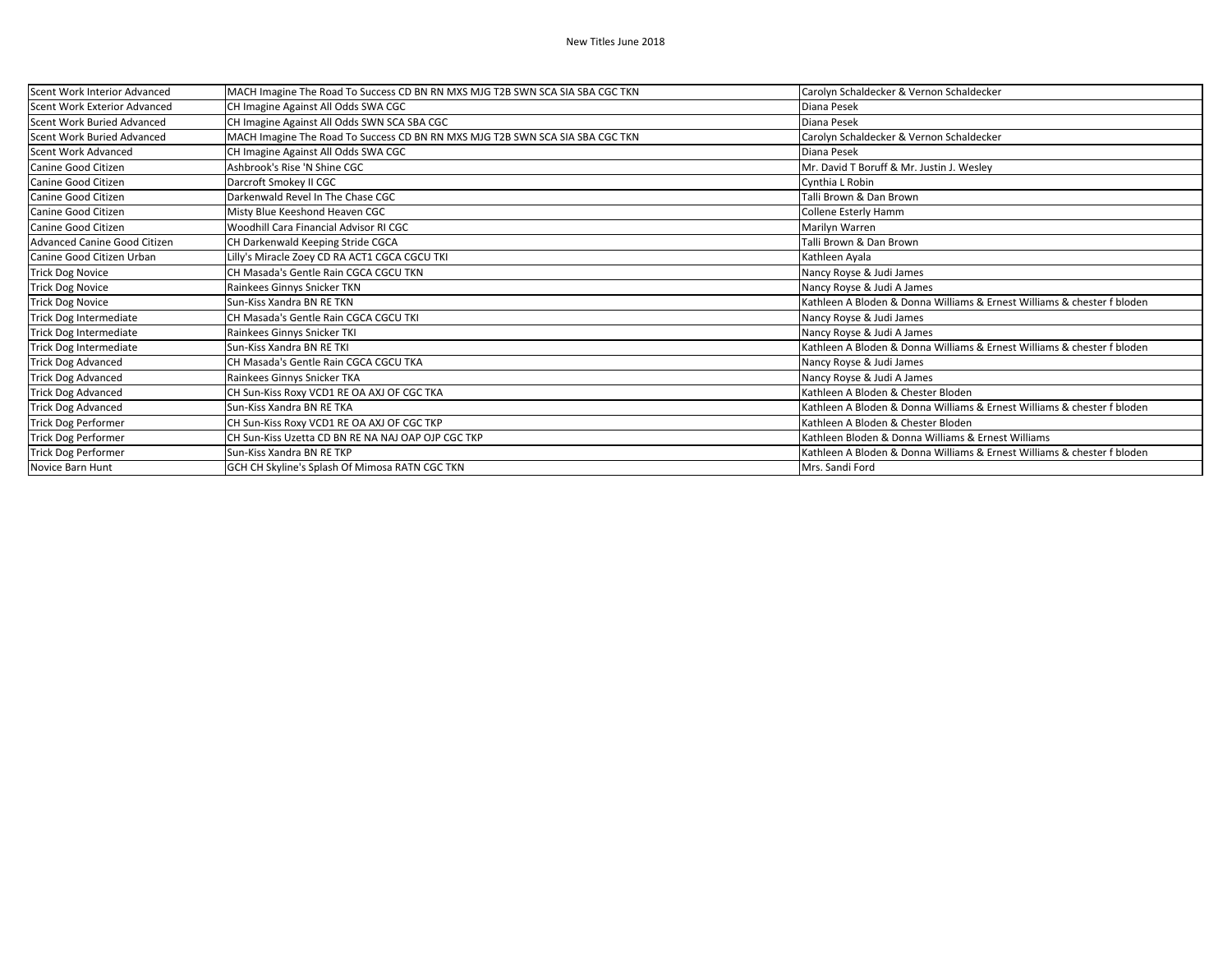| | | |
|---|---|---|
| Scent Work Interior Advanced | MACH Imagine The Road To Success CD BN RN MXS MJG T2B SWN SCA SIA SBA CGC TKN | Carolyn Schaldecker & Vernon Schaldecker |
| Scent Work Exterior Advanced | CH Imagine Against All Odds SWA CGC | Diana Pesek |
| Scent Work Buried Advanced | CH Imagine Against All Odds SWN SCA SBA CGC | Diana Pesek |
| Scent Work Buried Advanced | MACH Imagine The Road To Success CD BN RN MXS MJG T2B SWN SCA SIA SBA CGC TKN | Carolyn Schaldecker & Vernon Schaldecker |
| Scent Work Advanced | CH Imagine Against All Odds SWA CGC | Diana Pesek |
| Canine Good Citizen | Ashbrook's Rise 'N Shine CGC | Mr. David T Boruff & Mr. Justin J. Wesley |
| Canine Good Citizen | Darcroft Smokey II CGC | Cynthia L Robin |
| Canine Good Citizen | Darkenwald Revel In The Chase CGC | Talli Brown & Dan Brown |
| Canine Good Citizen | Misty Blue Keeshond Heaven CGC | Collene Esterly Hamm |
| Canine Good Citizen | Woodhill Cara Financial Advisor RI CGC | Marilyn Warren |
| Advanced Canine Good Citizen | CH Darkenwald Keeping Stride CGCA | Talli Brown & Dan Brown |
| Canine Good Citizen Urban | Lilly's Miracle Zoey CD RA ACT1 CGCA CGCU TKI | Kathleen Ayala |
| Trick Dog Novice | CH Masada's Gentle Rain CGCA CGCU TKN | Nancy Royse & Judi James |
| Trick Dog Novice | Rainkees Ginnys Snicker TKN | Nancy Royse & Judi A James |
| Trick Dog Novice | Sun-Kiss Xandra BN RE TKN | Kathleen A Bloden & Donna Williams & Ernest Williams & chester f bloden |
| Trick Dog Intermediate | CH Masada's Gentle Rain CGCA CGCU TKI | Nancy Royse & Judi James |
| Trick Dog Intermediate | Rainkees Ginnys Snicker TKI | Nancy Royse & Judi A James |
| Trick Dog Intermediate | Sun-Kiss Xandra BN RE TKI | Kathleen A Bloden & Donna Williams & Ernest Williams & chester f bloden |
| Trick Dog Advanced | CH Masada's Gentle Rain CGCA CGCU TKA | Nancy Royse & Judi James |
| Trick Dog Advanced | Rainkees Ginnys Snicker TKA | Nancy Royse & Judi A James |
| Trick Dog Advanced | CH Sun-Kiss Roxy VCD1 RE OA AXJ OF CGC TKA | Kathleen A Bloden & Chester Bloden |
| Trick Dog Advanced | Sun-Kiss Xandra BN RE TKA | Kathleen A Bloden & Donna Williams & Ernest Williams & chester f bloden |
| Trick Dog Performer | CH Sun-Kiss Roxy VCD1 RE OA AXJ OF CGC TKP | Kathleen A Bloden & Chester Bloden |
| Trick Dog Performer | CH Sun-Kiss Uzetta CD BN RE NA NAJ OAP OJP CGC TKP | Kathleen Bloden & Donna Williams & Ernest Williams |
| Trick Dog Performer | Sun-Kiss Xandra BN RE TKP | Kathleen A Bloden & Donna Williams & Ernest Williams & chester f bloden |
| Novice Barn Hunt | GCH CH Skyline's Splash Of Mimosa RATN CGC TKN | Mrs. Sandi Ford |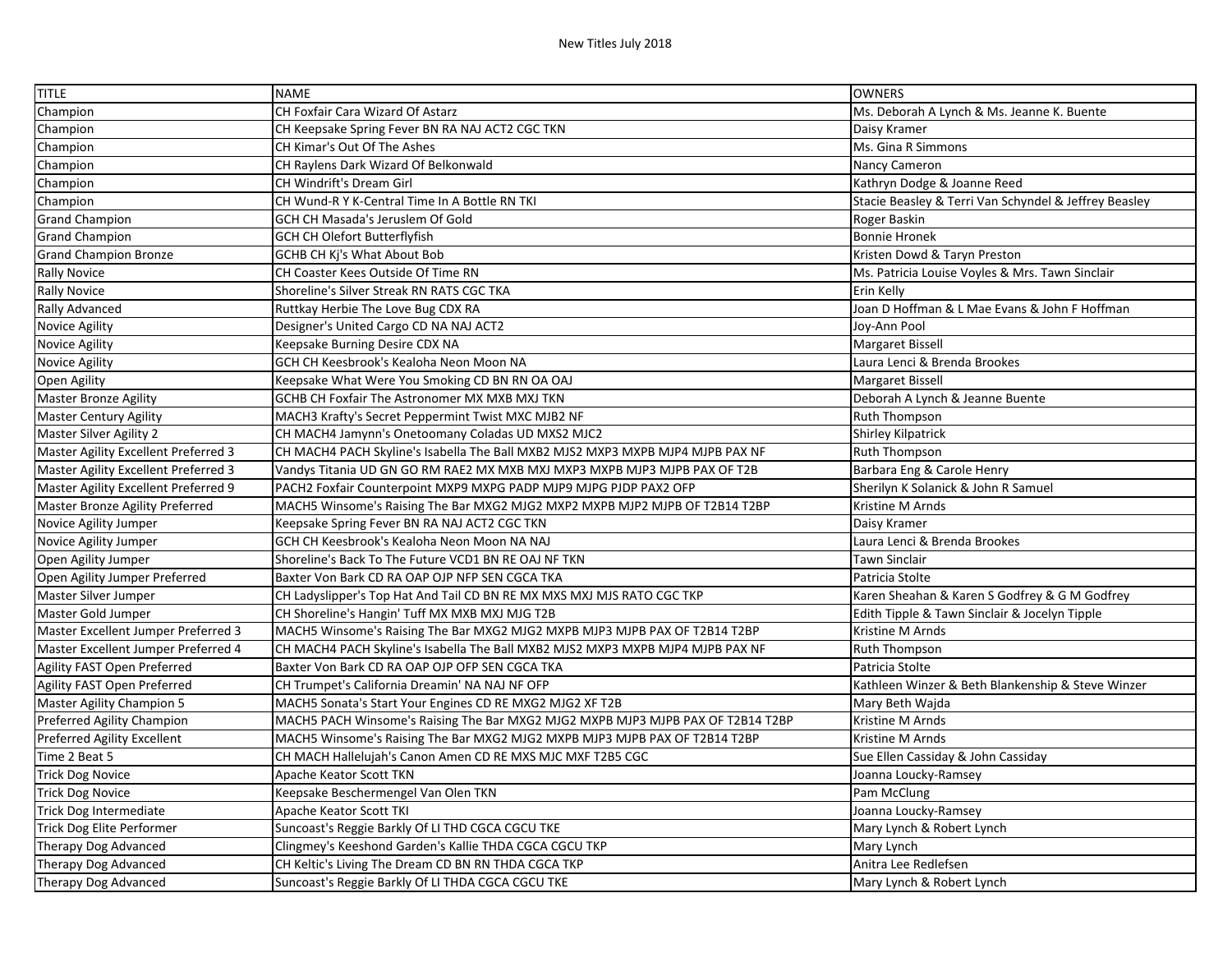New Titles July 2018

| TITLE | NAME | OWNERS |
|---|---|---|
| Champion | CH Foxfair Cara Wizard Of Astarz | Ms. Deborah A Lynch & Ms. Jeanne K. Buente |
| Champion | CH Keepsake Spring Fever BN RA NAJ ACT2 CGC TKN | Daisy Kramer |
| Champion | CH Kimar's Out Of The Ashes | Ms. Gina R Simmons |
| Champion | CH Raylens Dark Wizard Of Belkonwald | Nancy Cameron |
| Champion | CH Windrift's Dream Girl | Kathryn Dodge & Joanne Reed |
| Champion | CH Wund-R Y K-Central Time In A Bottle RN TKI | Stacie Beasley & Terri Van Schyndel & Jeffrey Beasley |
| Grand Champion | GCH CH Masada's Jeruslem Of Gold | Roger Baskin |
| Grand Champion | GCH CH Olefort Butterflyfish | Bonnie Hronek |
| Grand Champion Bronze | GCHB CH Kj's What About Bob | Kristen Dowd & Taryn Preston |
| Rally Novice | CH Coaster Kees Outside Of Time RN | Ms. Patricia Louise Voyles & Mrs. Tawn Sinclair |
| Rally Novice | Shoreline's Silver Streak RN RATS CGC TKA | Erin Kelly |
| Rally Advanced | Ruttkay Herbie The Love Bug CDX RA | Joan D Hoffman & L Mae Evans & John F Hoffman |
| Novice Agility | Designer's United Cargo CD NA NAJ ACT2 | Joy-Ann Pool |
| Novice Agility | Keepsake Burning Desire CDX NA | Margaret Bissell |
| Novice Agility | GCH CH Keesbrook's Kealoha Neon Moon NA | Laura Lenci & Brenda Brookes |
| Open Agility | Keepsake What Were You Smoking CD BN RN OA OAJ | Margaret Bissell |
| Master Bronze Agility | GCHB CH Foxfair The Astronomer MX MXB MXJ TKN | Deborah A Lynch & Jeanne Buente |
| Master Century Agility | MACH3 Krafty's Secret Peppermint Twist MXC MJB2 NF | Ruth Thompson |
| Master Silver Agility 2 | CH MACH4 Jamynn's Onetoomany Coladas UD MXS2 MJC2 | Shirley Kilpatrick |
| Master Agility Excellent Preferred 3 | CH MACH4 PACH Skyline's Isabella The Ball MXB2 MJS2 MXP3 MXPB MJP4 MJPB PAX NF | Ruth Thompson |
| Master Agility Excellent Preferred 3 | Vandys Titania UD GN GO RM RAE2 MX MXB MXJ MXP3 MXPB MJP3 MJPB PAX OF T2B | Barbara Eng & Carole Henry |
| Master Agility Excellent Preferred 9 | PACH2 Foxfair Counterpoint MXP9 MXPG PADP MJP9 MJPG PJDP PAX2 OFP | Sherilyn K Solanick & John R Samuel |
| Master Bronze Agility Preferred | MACH5 Winsome's Raising The Bar MXG2 MJG2 MXP2 MXPB MJP2 MJPB OF T2B14 T2BP | Kristine M Arnds |
| Novice Agility Jumper | Keepsake Spring Fever BN RA NAJ ACT2 CGC TKN | Daisy Kramer |
| Novice Agility Jumper | GCH CH Keesbrook's Kealoha Neon Moon NA NAJ | Laura Lenci & Brenda Brookes |
| Open Agility Jumper | Shoreline's Back To The Future VCD1 BN RE OAJ NF TKN | Tawn Sinclair |
| Open Agility Jumper Preferred | Baxter Von Bark CD RA OAP OJP NFP SEN CGCA TKA | Patricia Stolte |
| Master Silver Jumper | CH Ladyslipper's Top Hat And Tail CD BN RE MX MXS MXJ MJS RATO CGC TKP | Karen Sheahan & Karen S Godfrey & G M Godfrey |
| Master Gold Jumper | CH Shoreline's Hangin' Tuff MX MXB MXJ MJG T2B | Edith Tipple & Tawn Sinclair & Jocelyn Tipple |
| Master Excellent Jumper Preferred 3 | MACH5 Winsome's Raising The Bar MXG2 MJG2 MXPB MJP3 MJPB PAX OF T2B14 T2BP | Kristine M Arnds |
| Master Excellent Jumper Preferred 4 | CH MACH4 PACH Skyline's Isabella The Ball MXB2 MJS2 MXP3 MXPB MJP4 MJPB PAX NF | Ruth Thompson |
| Agility FAST Open Preferred | Baxter Von Bark CD RA OAP OJP OFP SEN CGCA TKA | Patricia Stolte |
| Agility FAST Open Preferred | CH Trumpet's California Dreamin' NA NAJ NF OFP | Kathleen Winzer & Beth Blankenship & Steve Winzer |
| Master Agility Champion 5 | MACH5 Sonata's Start Your Engines CD RE MXG2 MJG2 XF T2B | Mary Beth Wajda |
| Preferred Agility Champion | MACH5 PACH Winsome's Raising The Bar MXG2 MJG2 MXPB MJP3 MJPB PAX OF T2B14 T2BP | Kristine M Arnds |
| Preferred Agility Excellent | MACH5 Winsome's Raising The Bar MXG2 MJG2 MXPB MJP3 MJPB PAX OF T2B14 T2BP | Kristine M Arnds |
| Time 2 Beat 5 | CH MACH Hallelujah's Canon Amen CD RE MXS MJC MXF T2B5 CGC | Sue Ellen Cassiday & John Cassiday |
| Trick Dog Novice | Apache Keator Scott TKN | Joanna Loucky-Ramsey |
| Trick Dog Novice | Keepsake Beschermengel Van Olen TKN | Pam McClung |
| Trick Dog Intermediate | Apache Keator Scott TKI | Joanna Loucky-Ramsey |
| Trick Dog Elite Performer | Suncoast's Reggie Barkly Of LI THD CGCA CGCU TKE | Mary Lynch & Robert Lynch |
| Therapy Dog Advanced | Clingmey's Keeshond Garden's Kallie THDA CGCA CGCU TKP | Mary Lynch |
| Therapy Dog Advanced | CH Keltic's Living The Dream CD BN RN THDA CGCA TKP | Anitra Lee Redlefsen |
| Therapy Dog Advanced | Suncoast's Reggie Barkly Of LI THDA CGCA CGCU TKE | Mary Lynch & Robert Lynch |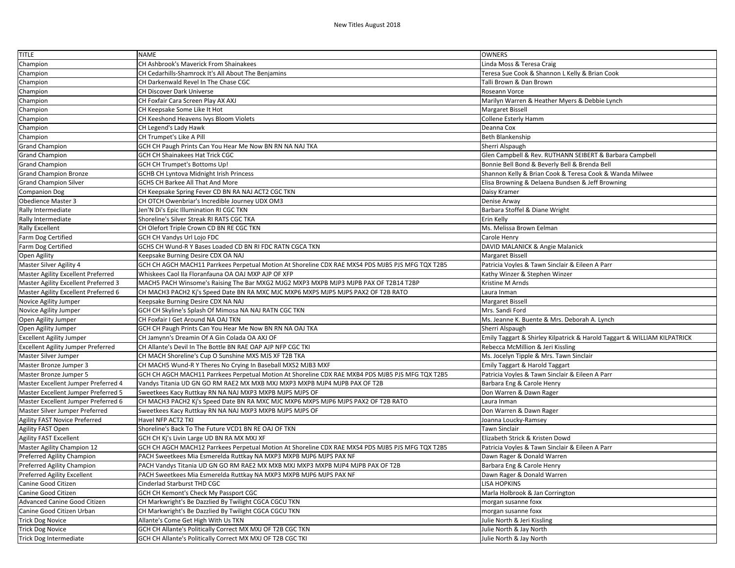New Titles August 2018

| TITLE | NAME | OWNERS |
|---|---|---|
| Champion | CH Ashbrook's Maverick From Shainakees | Linda Moss & Teresa Craig |
| Champion | CH Cedarhills-Shamrock It's All About The Benjamins | Teresa Sue Cook & Shannon L Kelly & Brian Cook |
| Champion | CH Darkenwald Revel In The Chase CGC | Talli Brown & Dan Brown |
| Champion | CH Discover Dark Universe | Roseann Vorce |
| Champion | CH Foxfair Cara Screen Play AX AXJ | Marilyn Warren & Heather Myers & Debbie Lynch |
| Champion | CH Keepsake Some Like It Hot | Margaret Bissell |
| Champion | CH Keeshond Heavens Ivys Bloom Violets | Collene Esterly Hamm |
| Champion | CH Legend's Lady Hawk | Deanna Cox |
| Champion | CH Trumpet's Like A Pill | Beth Blankenship |
| Grand Champion | GCH CH Paugh Prints Can You Hear Me Now BN RN NA NAJ TKA | Sherri Alspaugh |
| Grand Champion | GCH CH Shainakees Hat Trick CGC | Glen Campbell & Rev. RUTHANN SEIBERT & Barbara Campbell |
| Grand Champion | GCH CH Trumpet's Bottoms Up! | Bonnie Bell Bond & Beverly Bell & Brenda Bell |
| Grand Champion Bronze | GCHB CH Lyntova Midnight Irish Princess | Shannon Kelly & Brian Cook & Teresa Cook & Wanda Milwee |
| Grand Champion Silver | GCHS CH Barkee All That And More | Elisa Browning & Delaena Bundsen & Jeff Browning |
| Companion Dog | CH Keepsake Spring Fever CD BN RA NAJ ACT2 CGC TKN | Daisy Kramer |
| Obedience Master 3 | CH OTCH Owenbriar's Incredible Journey UDX OM3 | Denise Arway |
| Rally Intermediate | Jen'N Di's Epic Illumination RI CGC TKN | Barbara Stoffel & Diane Wright |
| Rally Intermediate | Shoreline's Silver Streak RI RATS CGC TKA | Erin Kelly |
| Rally Excellent | CH Olefort Triple Crown CD BN RE CGC TKN | Ms. Melissa Brown Eelman |
| Farm Dog Certified | GCH CH Vandys Url Lojo FDC | Carole Henry |
| Farm Dog Certified | GCHS CH Wund-R Y Bases Loaded CD BN RI FDC RATN CGCA TKN | DAVID MALANICK & Angie Malanick |
| Open Agility | Keepsake Burning Desire CDX OA NAJ | Margaret Bissell |
| Master Silver Agility 4 | GCH CH AGCH MACH11 Parrkees Perpetual Motion At Shoreline CDX RAE MXS4 PDS MJB5 PJS MFG TQX T2B5 | Patricia Voyles & Tawn Sinclair & Eileen A Parr |
| Master Agility Excellent Preferred | Whiskees Caol Ila Floranfauna OA OAJ MXP AJP OF XFP | Kathy Winzer & Stephen Winzer |
| Master Agility Excellent Preferred 3 | MACH5 PACH Winsome's Raising The Bar MXG2 MJG2 MXP3 MXPB MJP3 MJPB PAX OF T2B14 T2BP | Kristine M Arnds |
| Master Agility Excellent Preferred 6 | CH MACH3 PACH2 Kj's Speed Date BN RA MXC MJC MXP6 MXPS MJP5 MJPS PAX2 OF T2B RATO | Laura Inman |
| Novice Agility Jumper | Keepsake Burning Desire CDX NA NAJ | Margaret Bissell |
| Novice Agility Jumper | GCH CH Skyline's Splash Of Mimosa NA NAJ RATN CGC TKN | Mrs. Sandi Ford |
| Open Agility Jumper | CH Foxfair I Get Around NA OAJ TKN | Ms. Jeanne K. Buente & Mrs. Deborah A. Lynch |
| Open Agility Jumper | GCH CH Paugh Prints Can You Hear Me Now BN RN NA OAJ TKA | Sherri Alspaugh |
| Excellent Agility Jumper | CH Jamynn's Dreamin Of A Gin Colada OA AXJ OF | Emily Taggart & Shirley Kilpatrick & Harold Taggart & WILLIAM KILPATRICK |
| Excellent Agility Jumper Preferred | CH Allante's Devil In The Bottle BN RAE OAP AJP NFP CGC TKI | Rebecca McMillion & Jeri Kissling |
| Master Silver Jumper | CH MACH Shoreline's Cup O Sunshine MXS MJS XF T2B TKA | Ms. Jocelyn Tipple & Mrs. Tawn Sinclair |
| Master Bronze Jumper 3 | CH MACH5 Wund-R Y Theres No Crying In Baseball MXS2 MJB3 MXF | Emily Taggart & Harold Taggart |
| Master Bronze Jumper 5 | GCH CH AGCH MACH11 Parrkees Perpetual Motion At Shoreline CDX RAE MXB4 PDS MJB5 PJS MFG TQX T2B5 | Patricia Voyles & Tawn Sinclair & Eileen A Parr |
| Master Excellent Jumper Preferred 4 | Vandys Titania UD GN GO RM RAE2 MX MXB MXJ MXP3 MXPB MJP4 MJPB PAX OF T2B | Barbara Eng & Carole Henry |
| Master Excellent Jumper Preferred 5 | Sweetkees Kacy Ruttkay RN NA NAJ MXP3 MXPB MJP5 MJPS OF | Don Warren & Dawn Rager |
| Master Excellent Jumper Preferred 6 | CH MACH3 PACH2 Kj's Speed Date BN RA MXC MJC MXP6 MXPS MJP6 MJPS PAX2 OF T2B RATO | Laura Inman |
| Master Silver Jumper Preferred | Sweetkees Kacy Ruttkay RN NA NAJ MXP3 MXPB MJP5 MJPS OF | Don Warren & Dawn Rager |
| Agility FAST Novice Preferred | Havel NFP ACT2 TKI | Joanna Loucky-Ramsey |
| Agility FAST Open | Shoreline's Back To The Future VCD1 BN RE OAJ OF TKN | Tawn Sinclair |
| Agility FAST Excellent | GCH CH Kj's Livin Large UD BN RA MX MXJ XF | Elizabeth Strick & Kristen Dowd |
| Master Agility Champion 12 | GCH CH AGCH MACH12 Parrkees Perpetual Motion At Shoreline CDX RAE MXS4 PDS MJB5 PJS MFG TQX T2B5 | Patricia Voyles & Tawn Sinclair & Eileen A Parr |
| Preferred Agility Champion | PACH Sweetkees Mia Esmerelda Ruttkay NA MXP3 MXPB MJP6 MJPS PAX NF | Dawn Rager & Donald Warren |
| Preferred Agility Champion | PACH Vandys Titania UD GN GO RM RAE2 MX MXB MXJ MXP3 MXPB MJP4 MJPB PAX OF T2B | Barbara Eng & Carole Henry |
| Preferred Agility Excellent | PACH Sweetkees Mia Esmerelda Ruttkay NA MXP3 MXPB MJP6 MJPS PAX NF | Dawn Rager & Donald Warren |
| Canine Good Citizen | Cinderlad Starburst THD CGC | LISA HOPKINS |
| Canine Good Citizen | GCH CH Kemont's Check My Passport CGC | Marla Holbrook & Jan Corrington |
| Advanced Canine Good Citizen | CH Markwright's Be Dazzlied By Twilight CGCA CGCU TKN | morgan susanne foxx |
| Canine Good Citizen Urban | CH Markwright's Be Dazzlied By Twilight CGCA CGCU TKN | morgan susanne foxx |
| Trick Dog Novice | Allante's Come Get High With Us TKN | Julie North & Jeri Kissling |
| Trick Dog Novice | GCH CH Allante's Politically Correct MX MXJ OF T2B CGC TKN | Julie North & Jay North |
| Trick Dog Intermediate | GCH CH Allante's Politically Correct MX MXJ OF T2B CGC TKI | Julie North & Jay North |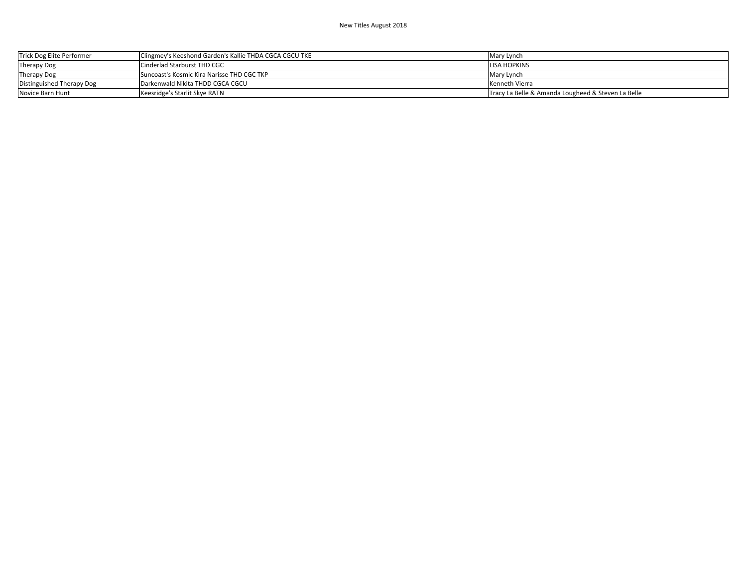New Titles August 2018

| | | |
|---|---|---|
| Trick Dog Elite Performer | Clingmey's Keeshond Garden's Kallie THDA CGCA CGCU TKE | Mary Lynch |
| Therapy Dog | Cinderlad Starburst THD CGC | LISA HOPKINS |
| Therapy Dog | Suncoast's Kosmic Kira Narisse THD CGC TKP | Mary Lynch |
| Distinguished Therapy Dog | Darkenwald Nikita THDD CGCA CGCU | Kenneth Vierra |
| Novice Barn Hunt | Keesridge's Starlit Skye RATN | Tracy La Belle & Amanda Lougheed & Steven La Belle |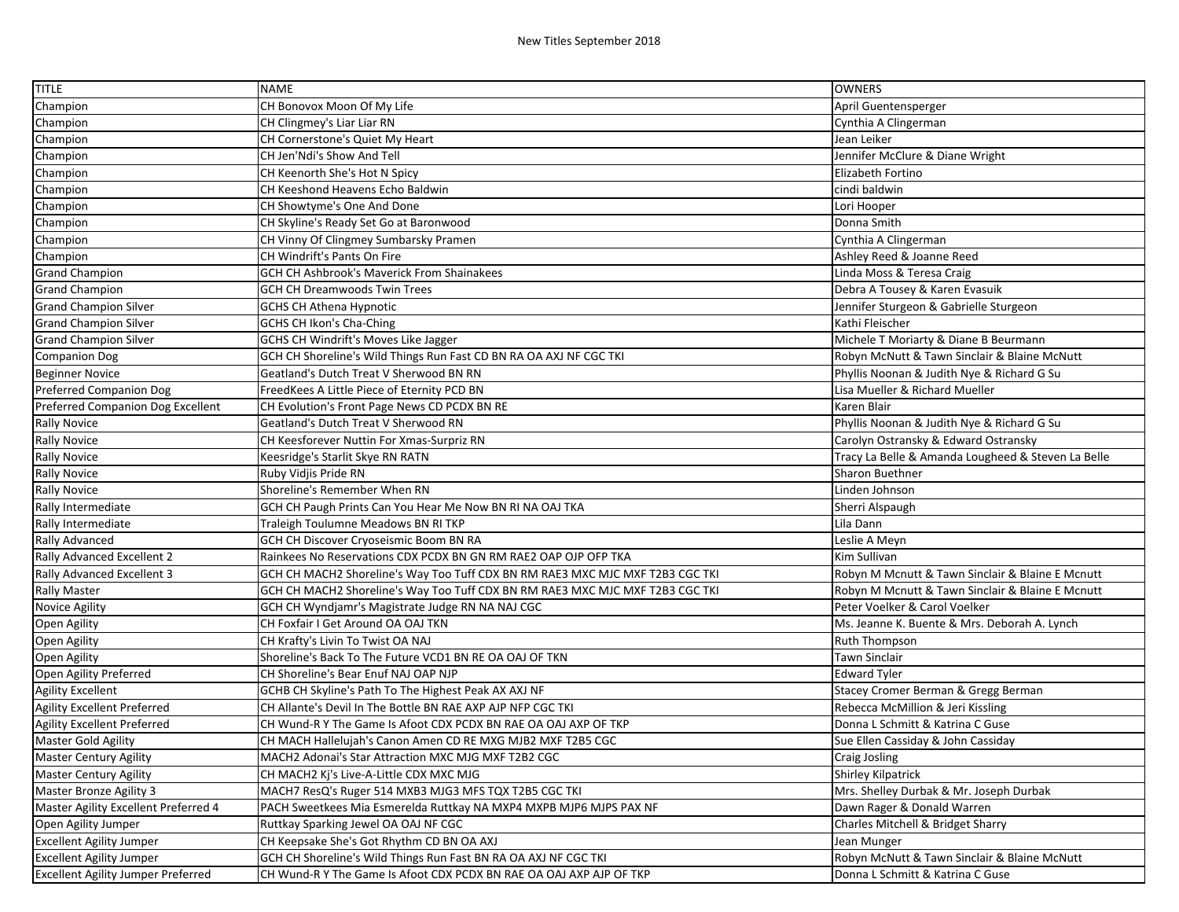New Titles September 2018

| TITLE | NAME | OWNERS |
|---|---|---|
| Champion | CH Bonovox Moon Of My Life | April Guentensperger |
| Champion | CH Clingmey's Liar Liar RN | Cynthia A Clingerman |
| Champion | CH Cornerstone's Quiet My Heart | Jean Leiker |
| Champion | CH Jen'Ndi's Show And Tell | Jennifer McClure & Diane Wright |
| Champion | CH Keenorth She's Hot N Spicy | Elizabeth Fortino |
| Champion | CH Keeshond Heavens Echo Baldwin | cindi baldwin |
| Champion | CH Showtyme's One And Done | Lori Hooper |
| Champion | CH Skyline's Ready Set Go at Baronwood | Donna Smith |
| Champion | CH Vinny Of Clingmey Sumbarsky Pramen | Cynthia A Clingerman |
| Champion | CH Windrift's Pants On Fire | Ashley Reed & Joanne Reed |
| Grand Champion | GCH CH Ashbrook's Maverick From Shainakees | Linda Moss & Teresa Craig |
| Grand Champion | GCH CH Dreamwoods Twin Trees | Debra A Tousey & Karen Evasuik |
| Grand Champion Silver | GCHS CH Athena Hypnotic | Jennifer Sturgeon & Gabrielle Sturgeon |
| Grand Champion Silver | GCHS CH Ikon's Cha-Ching | Kathi Fleischer |
| Grand Champion Silver | GCHS CH Windrift's Moves Like Jagger | Michele T Moriarty & Diane B Beurmann |
| Companion Dog | GCH CH Shoreline's Wild Things Run Fast CD BN RA OA AXJ NF CGC TKI | Robyn McNutt & Tawn Sinclair & Blaine McNutt |
| Beginner Novice | Geatland's Dutch Treat V Sherwood BN RN | Phyllis Noonan & Judith Nye & Richard G Su |
| Preferred Companion Dog | FreedKees A Little Piece of Eternity PCD BN | Lisa Mueller & Richard Mueller |
| Preferred Companion Dog Excellent | CH Evolution's Front Page News CD PCDX BN RE | Karen Blair |
| Rally Novice | Geatland's Dutch Treat V Sherwood BN RN | Phyllis Noonan & Judith Nye & Richard G Su |
| Rally Novice | CH Keesforever Nuttin For Xmas-Surpriz RN | Carolyn Ostransky & Edward Ostransky |
| Rally Novice | Keesridge's Starlit Skye RN RATN | Tracy La Belle & Amanda Lougheed & Steven La Belle |
| Rally Novice | Ruby Vidjis Pride RN | Sharon Buethner |
| Rally Novice | Shoreline's Remember When RN | Linden Johnson |
| Rally Intermediate | GCH CH Paugh Prints Can You Hear Me Now BN RI NA OAJ TKA | Sherri Alspaugh |
| Rally Intermediate | Traleigh Toulumne Meadows BN RI TKP | Lila Dann |
| Rally Advanced | GCH CH Discover Cryoseismic Boom BN RA | Leslie A Meyn |
| Rally Advanced Excellent 2 | Rainkees No Reservations CDX PCDX BN GN RM RAE2 OAP OJP OFP TKA | Kim Sullivan |
| Rally Advanced Excellent 3 | GCH CH MACH2 Shoreline's Way Too Tuff CDX BN RM RAE3 MXC MJC MXF T2B3 CGC TKI | Robyn M Mcnutt & Tawn Sinclair & Blaine E Mcnutt |
| Rally Master | GCH CH MACH2 Shoreline's Way Too Tuff CDX BN RM RAE3 MXC MJC MXF T2B3 CGC TKI | Robyn M Mcnutt & Tawn Sinclair & Blaine E Mcnutt |
| Novice Agility | GCH CH Wyndjamr's Magistrate Judge RN NA NAJ CGC | Peter Voelker & Carol Voelker |
| Open Agility | CH Foxfair I Get Around OA OAJ TKN | Ms. Jeanne K. Buente & Mrs. Deborah A. Lynch |
| Open Agility | CH Krafty's Livin To Twist OA NAJ | Ruth Thompson |
| Open Agility | Shoreline's Back To The Future VCD1 BN RE OA OAJ OF TKN | Tawn Sinclair |
| Open Agility Preferred | CH Shoreline's Bear Enuf NAJ OAP NJP | Edward Tyler |
| Agility Excellent | GCHB CH Skyline's Path To The Highest Peak AX AXJ NF | Stacey Cromer Berman & Gregg Berman |
| Agility Excellent Preferred | CH Allante's Devil In The Bottle BN RAE AXP AJP NFP CGC TKI | Rebecca McMillion & Jeri Kissling |
| Agility Excellent Preferred | CH Wund-R Y The Game Is Afoot CDX PCDX BN RAE OA OAJ AXP OF TKP | Donna L Schmitt & Katrina C Guse |
| Master Gold Agility | CH MACH Hallelujah's Canon Amen CD RE MXG MJB2 MXF T2B5 CGC | Sue Ellen Cassiday & John Cassiday |
| Master Century Agility | MACH2 Adonai's Star Attraction MXC MJG MXF T2B2 CGC | Craig Josling |
| Master Century Agility | CH MACH2 Kj's Live-A-Little CDX MXC MJG | Shirley Kilpatrick |
| Master Bronze Agility 3 | MACH7 ResQ's Ruger 514 MXB3 MJG3 MFS TQX T2B5 CGC TKI | Mrs. Shelley Durbak & Mr. Joseph Durbak |
| Master Agility Excellent Preferred 4 | PACH Sweetkees Mia Esmerelda Ruttkay NA MXP4 MXPB MJP6 MJPS PAX NF | Dawn Rager & Donald Warren |
| Open Agility Jumper | Ruttkay Sparking Jewel OA OAJ NF CGC | Charles Mitchell & Bridget Sharry |
| Excellent Agility Jumper | CH Keepsake She's Got Rhythm CD BN OA AXJ | Jean Munger |
| Excellent Agility Jumper | GCH CH Shoreline's Wild Things Run Fast BN RA OA AXJ NF CGC TKI | Robyn McNutt & Tawn Sinclair & Blaine McNutt |
| Excellent Agility Jumper Preferred | CH Wund-R Y The Game Is Afoot CDX PCDX BN RAE OA OAJ AXP AJP OF TKP | Donna L Schmitt & Katrina C Guse |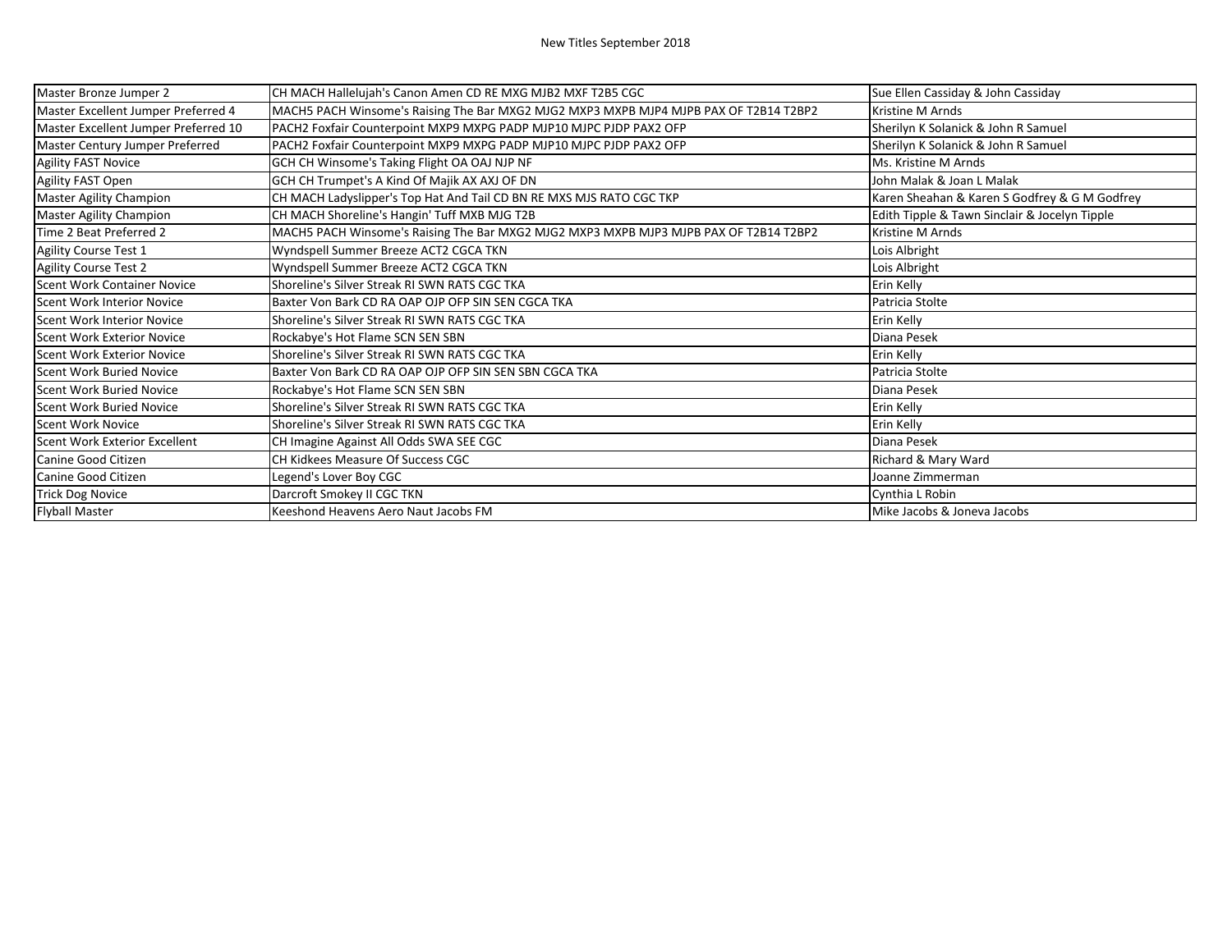New Titles September 2018

| | | |
|---|---|---|
| Master Bronze Jumper 2 | CH MACH Hallelujah's Canon Amen CD RE MXG MJB2 MXF T2B5 CGC | Sue Ellen Cassiday & John Cassiday |
| Master Excellent Jumper Preferred 4 | MACH5 PACH Winsome's Raising The Bar MXG2 MJG2 MXP3 MXPB MJP4 MJPB PAX OF T2B14 T2BP2 | Kristine M Arnds |
| Master Excellent Jumper Preferred 10 | PACH2 Foxfair Counterpoint MXP9 MXPG PADP MJP10 MJPC PJDP PAX2 OFP | Sherilyn K Solanick & John R Samuel |
| Master Century Jumper Preferred | PACH2 Foxfair Counterpoint MXP9 MXPG PADP MJP10 MJPC PJDP PAX2 OFP | Sherilyn K Solanick & John R Samuel |
| Agility FAST Novice | GCH CH Winsome's Taking Flight OA OAJ NJP NF | Ms. Kristine M Arnds |
| Agility FAST Open | GCH CH Trumpet's A Kind Of Majik AX AXJ OF DN | John Malak & Joan L Malak |
| Master Agility Champion | CH MACH Ladyslipper's Top Hat And Tail CD BN RE MXS MJS RATO CGC TKP | Karen Sheahan & Karen S Godfrey & G M Godfrey |
| Master Agility Champion | CH MACH Shoreline's Hangin' Tuff MXB MJG T2B | Edith Tipple & Tawn Sinclair & Jocelyn Tipple |
| Time 2 Beat Preferred 2 | MACH5 PACH Winsome's Raising The Bar MXG2 MJG2 MXP3 MXPB MJP3 MJPB PAX OF T2B14 T2BP2 | Kristine M Arnds |
| Agility Course Test 1 | Wyndspell Summer Breeze ACT2 CGCA TKN | Lois Albright |
| Agility Course Test 2 | Wyndspell Summer Breeze ACT2 CGCA TKN | Lois Albright |
| Scent Work Container Novice | Shoreline's Silver Streak RI SWN RATS CGC TKA | Erin Kelly |
| Scent Work Interior Novice | Baxter Von Bark CD RA OAP OJP OFP SIN SEN CGCA TKA | Patricia Stolte |
| Scent Work Interior Novice | Shoreline's Silver Streak RI SWN RATS CGC TKA | Erin Kelly |
| Scent Work Exterior Novice | Rockabye's Hot Flame SCN SEN SBN | Diana Pesek |
| Scent Work Exterior Novice | Shoreline's Silver Streak RI SWN RATS CGC TKA | Erin Kelly |
| Scent Work Buried Novice | Baxter Von Bark CD RA OAP OJP OFP SIN SEN SBN CGCA TKA | Patricia Stolte |
| Scent Work Buried Novice | Rockabye's Hot Flame SCN SEN SBN | Diana Pesek |
| Scent Work Buried Novice | Shoreline's Silver Streak RI SWN RATS CGC TKA | Erin Kelly |
| Scent Work Novice | Shoreline's Silver Streak RI SWN RATS CGC TKA | Erin Kelly |
| Scent Work Exterior Excellent | CH Imagine Against All Odds SWA SEE CGC | Diana Pesek |
| Canine Good Citizen | CH Kidkees Measure Of Success CGC | Richard & Mary Ward |
| Canine Good Citizen | Legend's Lover Boy CGC | Joanne Zimmerman |
| Trick Dog Novice | Darcroft Smokey II CGC TKN | Cynthia L Robin |
| Flyball Master | Keeshond Heavens Aero Naut Jacobs FM | Mike Jacobs & Joneva Jacobs |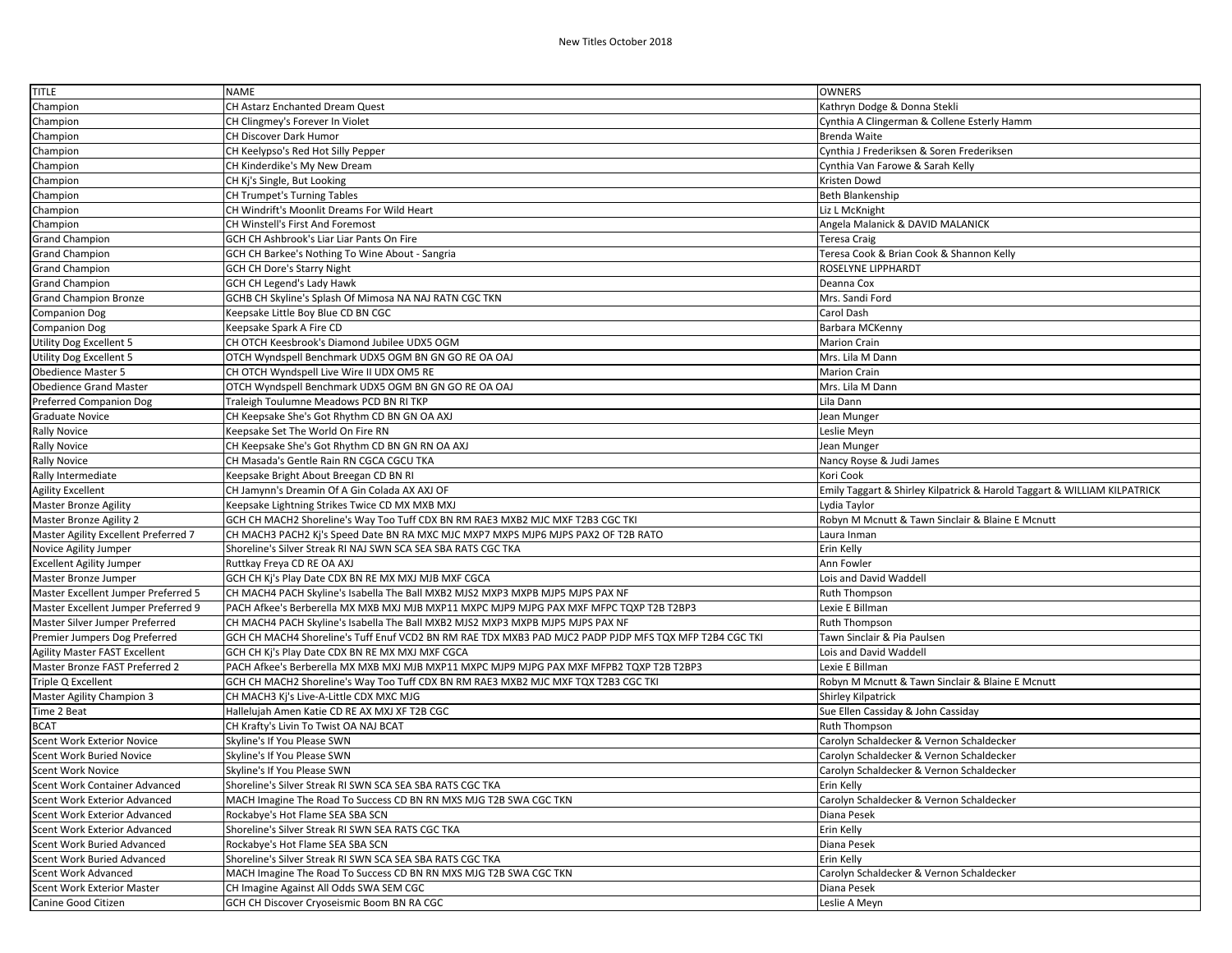New Titles October 2018

| TITLE | NAME | OWNERS |
|---|---|---|
| Champion | CH Astarz Enchanted Dream Quest | Kathryn Dodge & Donna Stekli |
| Champion | CH Clingmey's Forever In Violet | Cynthia A Clingerman & Collene Esterly Hamm |
| Champion | CH Discover Dark Humor | Brenda Waite |
| Champion | CH Keelypso's Red Hot Silly Pepper | Cynthia J Frederiksen & Soren Frederiksen |
| Champion | CH Kinderdike's My New Dream | Cynthia Van Farowe & Sarah Kelly |
| Champion | CH Kj's Single, But Looking | Kristen Dowd |
| Champion | CH Trumpet's Turning Tables | Beth Blankenship |
| Champion | CH Windrift's Moonlit Dreams For Wild Heart | Liz L McKnight |
| Champion | CH Winstell's First And Foremost | Angela Malanick & DAVID MALANICK |
| Grand Champion | GCH CH Ashbrook's Liar Liar Pants On Fire | Teresa Craig |
| Grand Champion | GCH CH Barkee's Nothing To Wine About - Sangria | Teresa Cook & Brian Cook & Shannon Kelly |
| Grand Champion | GCH CH Dore's Starry Night | ROSELYNE LIPPHARDT |
| Grand Champion | GCH CH Legend's Lady Hawk | Deanna Cox |
| Grand Champion Bronze | GCHB CH Skyline's Splash Of Mimosa NA NAJ RATN CGC TKN | Mrs. Sandi Ford |
| Companion Dog | Keepsake Little Boy Blue CD BN CGC | Carol Dash |
| Companion Dog | Keepsake Spark A Fire CD | Barbara MCKenny |
| Utility Dog Excellent 5 | CH OTCH Keesbrook's Diamond Jubilee UDX5 OGM | Marion Crain |
| Utility Dog Excellent 5 | OTCH Wyndspell Benchmark UDX5 OGM BN GN GO RE OA OAJ | Mrs. Lila M Dann |
| Obedience Master 5 | CH OTCH Wyndspell Live Wire II UDX OM5 RE | Marion Crain |
| Obedience Grand Master | OTCH Wyndspell Benchmark UDX5 OGM BN GN GO RE OA OAJ | Mrs. Lila M Dann |
| Preferred Companion Dog | Traleigh Toulumne Meadows PCD BN RI TKP | Lila Dann |
| Graduate Novice | CH Keepsake She's Got Rhythm CD BN GN OA AXJ | Jean Munger |
| Rally Novice | Keepsake Set The World On Fire RN | Leslie Meyn |
| Rally Novice | CH Keepsake She's Got Rhythm CD BN GN RN OA AXJ | Jean Munger |
| Rally Novice | CH Masada's Gentle Rain RN CGCA CGCU TKA | Nancy Royse & Judi James |
| Rally Intermediate | Keepsake Bright About Breegan CD BN RI | Kori Cook |
| Agility Excellent | CH Jamynn's Dreamin Of A Gin Colada AX AXJ OF | Emily Taggart & Shirley Kilpatrick & Harold Taggart & WILLIAM KILPATRICK |
| Master Bronze Agility | Keepsake Lightning Strikes Twice CD MX MXB MXJ | Lydia Taylor |
| Master Bronze Agility 2 | GCH CH MACH2 Shoreline's Way Too Tuff CDX BN RM RAE3 MXB2 MJC MXF T2B3 CGC TKI | Robyn M Mcnutt & Tawn Sinclair & Blaine E Mcnutt |
| Master Agility Excellent Preferred 7 | CH MACH3 PACH2 Kj's Speed Date BN RA MXC MJC MXP7 MXPS MJP6 MJPS PAX2 OF T2B RATO | Laura Inman |
| Novice Agility Jumper | Shoreline's Silver Streak RI NAJ SWN SCA SEA SBA RATS CGC TKA | Erin Kelly |
| Excellent Agility Jumper | Ruttkay Freya CD RE OA AXJ | Ann Fowler |
| Master Bronze Jumper | GCH CH Kj's Play Date CDX BN RE MX MXJ MJB MXF CGCA | Lois and David Waddell |
| Master Excellent Jumper Preferred 5 | CH MACH4 PACH Skyline's Isabella The Ball MXB2 MJS2 MXP3 MXPB MJP5 MJPS PAX NF | Ruth Thompson |
| Master Excellent Jumper Preferred 9 | PACH Afkee's Berberella MX MXB MXJ MJB MXP11 MXPC MJP9 MJPG PAX MXF MFPC TQXP T2B T2BP3 | Lexie E Billman |
| Master Silver Jumper Preferred | CH MACH4 PACH Skyline's Isabella The Ball MXB2 MJS2 MXP3 MXPB MJP5 MJPS PAX NF | Ruth Thompson |
| Premier Jumpers Dog Preferred | GCH CH MACH4 Shoreline's Tuff Enuf VCD2 BN RM RAE TDX MXB3 PAD MJC2 PADP PJDP MFS TQX MFP T2B4 CGC TKI | Tawn Sinclair & Pia Paulsen |
| Agility Master FAST Excellent | GCH CH Kj's Play Date CDX BN RE MX MXJ MXF CGCA | Lois and David Waddell |
| Master Bronze FAST Preferred 2 | PACH Afkee's Berberella MX MXB MXJ MJB MXP11 MXPC MJP9 MJPG PAX MXF MFPB2 TQXP T2B T2BP3 | Lexie E Billman |
| Triple Q Excellent | GCH CH MACH2 Shoreline's Way Too Tuff CDX BN RM RAE3 MXB2 MJC MXF TQX T2B3 CGC TKI | Robyn M Mcnutt & Tawn Sinclair & Blaine E Mcnutt |
| Master Agility Champion 3 | CH MACH3 Kj's Live-A-Little CDX MXC MJG | Shirley Kilpatrick |
| Time 2 Beat | Hallelujah Amen Katie CD RE AX MXJ XF T2B CGC | Sue Ellen Cassiday & John Cassiday |
| BCAT | CH Krafty's Livin To Twist OA NAJ BCAT | Ruth Thompson |
| Scent Work Exterior Novice | Skyline's If You Please SWN | Carolyn Schaldecker & Vernon Schaldecker |
| Scent Work Buried Novice | Skyline's If You Please SWN | Carolyn Schaldecker & Vernon Schaldecker |
| Scent Work Novice | Skyline's If You Please SWN | Carolyn Schaldecker & Vernon Schaldecker |
| Scent Work Container Advanced | Shoreline's Silver Streak RI SWN SCA SEA SBA RATS CGC TKA | Erin Kelly |
| Scent Work Exterior Advanced | MACH Imagine The Road To Success CD BN RN MXS MJG T2B SWA CGC TKN | Carolyn Schaldecker & Vernon Schaldecker |
| Scent Work Exterior Advanced | Rockabye's Hot Flame SEA SBA SCN | Diana Pesek |
| Scent Work Exterior Advanced | Shoreline's Silver Streak RI SWN SEA RATS CGC TKA | Erin Kelly |
| Scent Work Buried Advanced | Rockabye's Hot Flame SEA SBA SCN | Diana Pesek |
| Scent Work Buried Advanced | Shoreline's Silver Streak RI SWN SCA SEA SBA RATS CGC TKA | Erin Kelly |
| Scent Work Advanced | MACH Imagine The Road To Success CD BN RN MXS MJG T2B SWA CGC TKN | Carolyn Schaldecker & Vernon Schaldecker |
| Scent Work Exterior Master | CH Imagine Against All Odds SWA SEM CGC | Diana Pesek |
| Canine Good Citizen | GCH CH Discover Cryoseismic Boom BN RA CGC | Leslie A Meyn |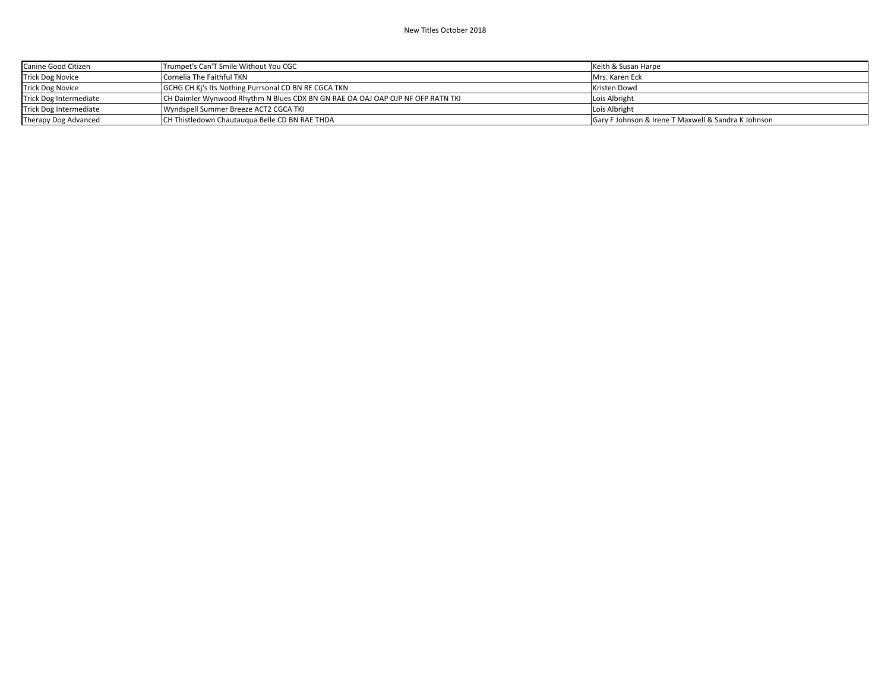New Titles October 2018

| | | |
|---|---|---|
| Canine Good Citizen | Trumpet's Can'T Smile Without You CGC | Keith & Susan Harpe |
| Trick Dog Novice | Cornelia The Faithful TKN | Mrs. Karen Eck |
| Trick Dog Novice | GCHG CH Kj's Its Nothing Purrsonal CD BN RE CGCA TKN | Kristen Dowd |
| Trick Dog Intermediate | CH Daimler Wynwood Rhythm N Blues CDX BN GN RAE OA OAJ OAP OJP NF OFP RATN TKI | Lois Albright |
| Trick Dog Intermediate | Wyndspell Summer Breeze ACT2 CGCA TKI | Lois Albright |
| Therapy Dog Advanced | CH Thistledown Chautauqua Belle CD BN RAE THDA | Gary F Johnson & Irene T Maxwell & Sandra K Johnson |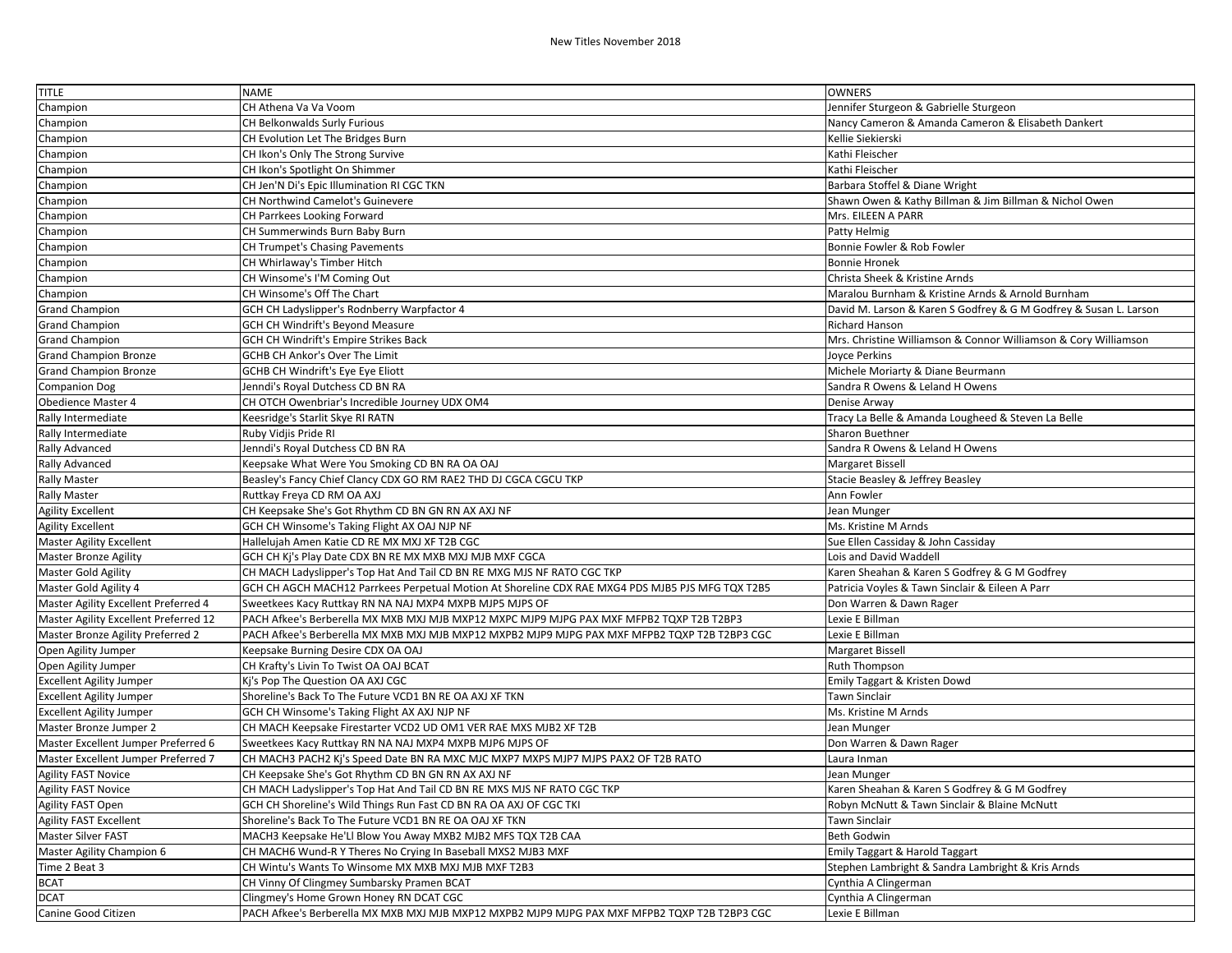New Titles November 2018

| TITLE | NAME | OWNERS |
|---|---|---|
| Champion | CH Athena Va Va Voom | Jennifer Sturgeon & Gabrielle Sturgeon |
| Champion | CH Belkonwalds Surly Furious | Nancy Cameron & Amanda Cameron & Elisabeth Dankert |
| Champion | CH Evolution Let The Bridges Burn | Kellie Siekierski |
| Champion | CH Ikon's Only The Strong Survive | Kathi Fleischer |
| Champion | CH Ikon's Spotlight On Shimmer | Kathi Fleischer |
| Champion | CH Jen'N Di's Epic Illumination RI CGC TKN | Barbara Stoffel & Diane Wright |
| Champion | CH Northwind Camelot's Guinevere | Shawn Owen & Kathy Billman & Jim Billman & Nichol Owen |
| Champion | CH Parrkees Looking Forward | Mrs. EILEEN A PARR |
| Champion | CH Summerwinds Burn Baby Burn | Patty Helmig |
| Champion | CH Trumpet's Chasing Pavements | Bonnie Fowler & Rob Fowler |
| Champion | CH Whirlaway's Timber Hitch | Bonnie Hronek |
| Champion | CH Winsome's I'M Coming Out | Christa Sheek & Kristine Arnds |
| Champion | CH Winsome's Off The Chart | Maralou Burnham & Kristine Arnds & Arnold Burnham |
| Grand Champion | GCH CH Ladyslipper's Rodnberry Warpfactor 4 | David M. Larson & Karen S Godfrey & G M Godfrey & Susan L. Larson |
| Grand Champion | GCH CH Windrift's Beyond Measure | Richard Hanson |
| Grand Champion | GCH CH Windrift's Empire Strikes Back | Mrs. Christine Williamson & Connor Williamson & Cory Williamson |
| Grand Champion Bronze | GCHB CH Ankor's Over The Limit | Joyce Perkins |
| Grand Champion Bronze | GCHB CH Windrift's Eye Eye Eliott | Michele Moriarty & Diane Beurmann |
| Companion Dog | Jenndi's Royal Dutchess CD BN RA | Sandra R Owens & Leland H Owens |
| Obedience Master 4 | CH OTCH Owenbriar's Incredible Journey UDX OM4 | Denise Arway |
| Rally Intermediate | Keesridge's Starlit Skye RI RATN | Tracy La Belle & Amanda Lougheed & Steven La Belle |
| Rally Intermediate | Ruby Vidjis Pride RI | Sharon Buethner |
| Rally Advanced | Jenndi's Royal Dutchess CD BN RA | Sandra R Owens & Leland H Owens |
| Rally Advanced | Keepsake What Were You Smoking CD BN RA OA OAJ | Margaret Bissell |
| Rally Master | Beasley's Fancy Chief Clancy CDX GO RM RAE2 THD DJ CGCA CGCU TKP | Stacie Beasley & Jeffrey Beasley |
| Rally Master | Ruttkay Freya CD RM OA AXJ | Ann Fowler |
| Agility Excellent | CH Keepsake She's Got Rhythm CD BN GN RN AX AXJ NF | Jean Munger |
| Agility Excellent | GCH CH Winsome's Taking Flight AX OAJ NJP NF | Ms. Kristine M Arnds |
| Master Agility Excellent | Hallelujah Amen Katie CD RE MX MXJ XF T2B CGC | Sue Ellen Cassiday & John Cassiday |
| Master Bronze Agility | GCH CH Kj's Play Date CDX BN RE MX MXB MXJ MJB MXF CGCA | Lois and David Waddell |
| Master Gold Agility | CH MACH Ladyslipper's Top Hat And Tail CD BN RE MXG MJS NF RATO CGC TKP | Karen Sheahan & Karen S Godfrey & G M Godfrey |
| Master Gold Agility 4 | GCH CH AGCH MACH12 Parrkees Perpetual Motion At Shoreline CDX RAE MXG4 PDS MJB5 PJS MFG TQX T2B5 | Patricia Voyles & Tawn Sinclair & Eileen A Parr |
| Master Agility Excellent Preferred 4 | Sweetkees Kacy Ruttkay RN NA NAJ MXP4 MXPB MJP5 MJPS OF | Don Warren & Dawn Rager |
| Master Agility Excellent Preferred 12 | PACH Afkee's Berberella MX MXB MXJ MJB MXP12 MXPC MJP9 MJPG PAX MXF MFPB2 TQXP T2B T2BP3 | Lexie E Billman |
| Master Bronze Agility Preferred 2 | PACH Afkee's Berberella MX MXB MXJ MJB MXP12 MXPB2 MJP9 MJPG PAX MXF MFPB2 TQXP T2B T2BP3 CGC | Lexie E Billman |
| Open Agility Jumper | Keepsake Burning Desire CDX OA OAJ | Margaret Bissell |
| Open Agility Jumper | CH Krafty's Livin To Twist OA OAJ BCAT | Ruth Thompson |
| Excellent Agility Jumper | Kj's Pop The Question OA AXJ CGC | Emily Taggart & Kristen Dowd |
| Excellent Agility Jumper | Shoreline's Back To The Future VCD1 BN RE OA AXJ XF TKN | Tawn Sinclair |
| Excellent Agility Jumper | GCH CH Winsome's Taking Flight AX AXJ NJP NF | Ms. Kristine M Arnds |
| Master Bronze Jumper 2 | CH MACH Keepsake Firestarter VCD2 UD OM1 VER RAE MXS MJB2 XF T2B | Jean Munger |
| Master Excellent Jumper Preferred 6 | Sweetkees Kacy Ruttkay RN NA NAJ MXP4 MXPB MJP6 MJPS OF | Don Warren & Dawn Rager |
| Master Excellent Jumper Preferred 7 | CH MACH3 PACH2 Kj's Speed Date BN RA MXC MJC MXP7 MXPS MJP7 MJPS PAX2 OF T2B RATO | Laura Inman |
| Agility FAST Novice | CH Keepsake She's Got Rhythm CD BN GN RN AX AXJ NF | Jean Munger |
| Agility FAST Novice | CH MACH Ladyslipper's Top Hat And Tail CD BN RE MXS MJS NF RATO CGC TKP | Karen Sheahan & Karen S Godfrey & G M Godfrey |
| Agility FAST Open | GCH CH Shoreline's Wild Things Run Fast CD BN RA OA AXJ OF CGC TKI | Robyn McNutt & Tawn Sinclair & Blaine McNutt |
| Agility FAST Excellent | Shoreline's Back To The Future VCD1 BN RE OA OAJ XF TKN | Tawn Sinclair |
| Master Silver FAST | MACH3 Keepsake He'Ll Blow You Away MXB2 MJB2 MFS TQX T2B CAA | Beth Godwin |
| Master Agility Champion 6 | CH MACH6 Wund-R Y Theres No Crying In Baseball MXS2 MJB3 MXF | Emily Taggart & Harold Taggart |
| Time 2 Beat 3 | CH Wintu's Wants To Winsome MX MXB MXJ MJB MXF T2B3 | Stephen Lambright & Sandra Lambright & Kris Arnds |
| BCAT | CH Vinny Of Clingmey Sumbarsky Pramen BCAT | Cynthia A Clingerman |
| DCAT | Clingmey's Home Grown Honey RN DCAT CGC | Cynthia A Clingerman |
| Canine Good Citizen | PACH Afkee's Berberella MX MXB MXJ MJB MXP12 MXPB2 MJP9 MJPG PAX MXF MFPB2 TQXP T2B T2BP3 CGC | Lexie E Billman |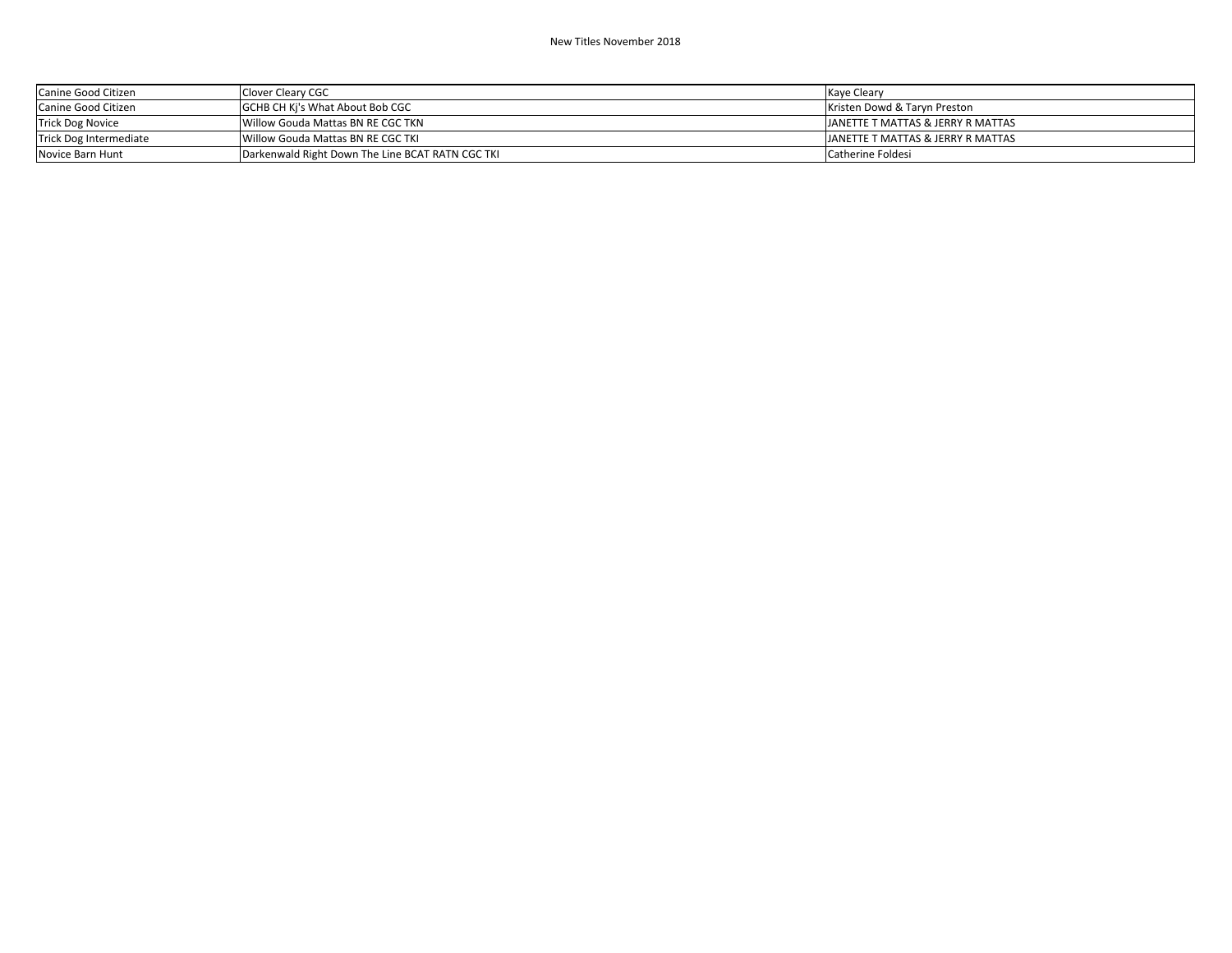New Titles November 2018

| | | |
|---|---|---|
| Canine Good Citizen | Clover Cleary CGC | Kaye Cleary |
| Canine Good Citizen | GCHB CH Kj's What About Bob CGC | Kristen Dowd & Taryn Preston |
| Trick Dog Novice | Willow Gouda Mattas BN RE CGC TKN | JANETTE T MATTAS & JERRY R MATTAS |
| Trick Dog Intermediate | Willow Gouda Mattas BN RE CGC TKI | JANETTE T MATTAS & JERRY R MATTAS |
| Novice Barn Hunt | Darkenwald Right Down The Line BCAT RATN CGC TKI | Catherine Foldesi |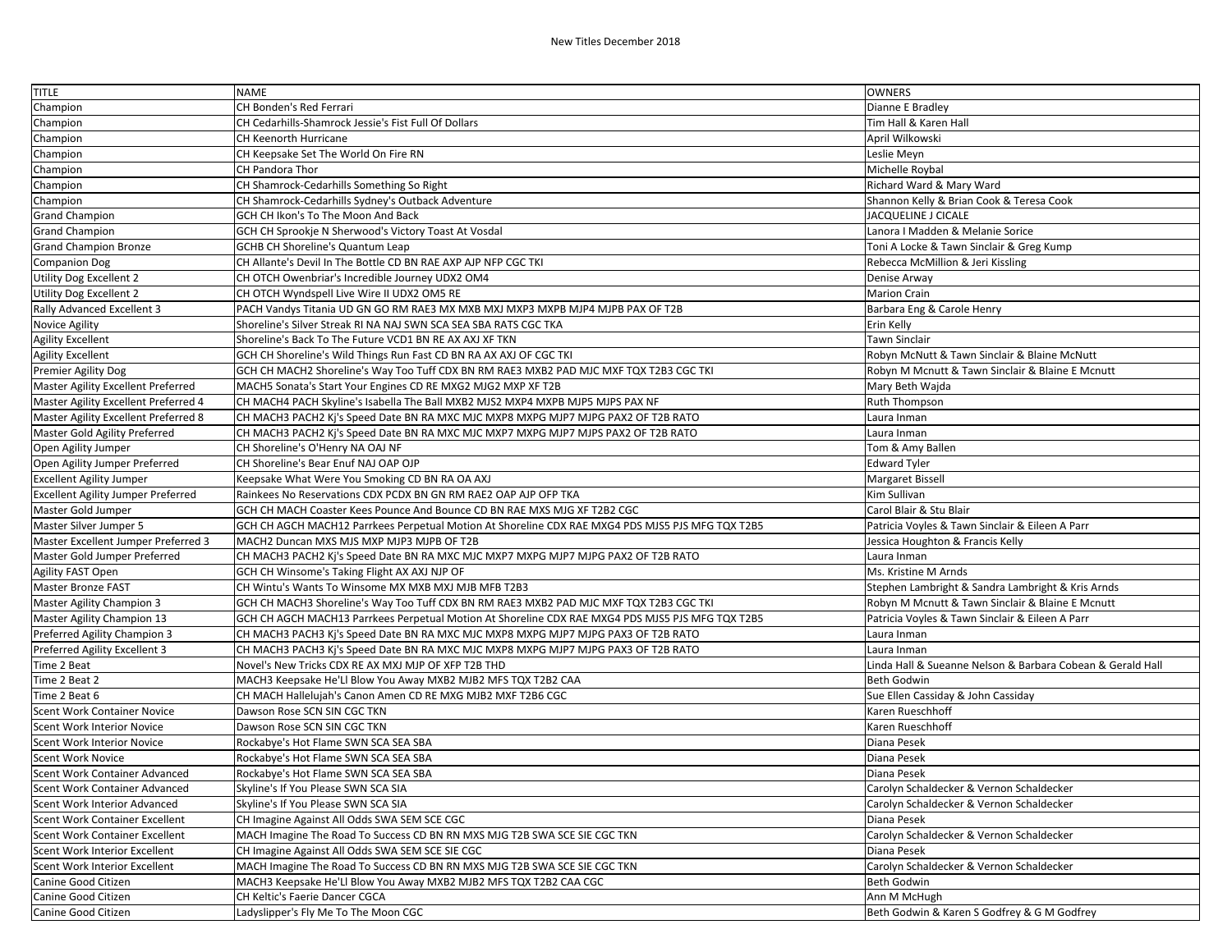New Titles December 2018

| TITLE | NAME | OWNERS |
|---|---|---|
| Champion | CH Bonden's Red Ferrari | Dianne E Bradley |
| Champion | CH Cedarhills-Shamrock Jessie's Fist Full Of Dollars | Tim Hall & Karen Hall |
| Champion | CH Keenorth Hurricane | April Wilkowski |
| Champion | CH Keepsake Set The World On Fire RN | Leslie Meyn |
| Champion | CH Pandora Thor | Michelle Roybal |
| Champion | CH Shamrock-Cedarhills Something So Right | Richard Ward & Mary Ward |
| Champion | CH Shamrock-Cedarhills Sydney's Outback Adventure | Shannon Kelly & Brian Cook & Teresa Cook |
| Grand Champion | GCH CH Ikon's To The Moon And Back | JACQUELINE J CICALE |
| Grand Champion | GCH CH Sprookje N Sherwood's Victory Toast At Vosdal | Lanora I Madden & Melanie Sorice |
| Grand Champion Bronze | GCHB CH Shoreline's Quantum Leap | Toni A Locke & Tawn Sinclair & Greg Kump |
| Companion Dog | CH Allante's Devil In The Bottle CD BN RAE AXP AJP NFP CGC TKI | Rebecca McMillion & Jeri Kissling |
| Utility Dog Excellent 2 | CH OTCH Owenbriar's Incredible Journey UDX2 OM4 | Denise Arway |
| Utility Dog Excellent 2 | CH OTCH Wyndspell Live Wire II UDX2 OM5 RE | Marion Crain |
| Rally Advanced Excellent 3 | PACH Vandys Titania UD GN GO RM RAE3 MX MXB MXJ MXP3 MXPB MJP4 MJPB PAX OF T2B | Barbara Eng & Carole Henry |
| Novice Agility | Shoreline's Silver Streak RI NA NAJ SWN SCA SEA SBA RATS CGC TKA | Erin Kelly |
| Agility Excellent | Shoreline's Back To The Future VCD1 BN RE AX AXJ XF TKN | Tawn Sinclair |
| Agility Excellent | GCH CH Shoreline's Wild Things Run Fast CD BN RA AX AXJ OF CGC TKI | Robyn McNutt & Tawn Sinclair & Blaine McNutt |
| Premier Agility Dog | GCH CH MACH2 Shoreline's Way Too Tuff CDX BN RM RAE3 MXB2 PAD MJC MXF TQX T2B3 CGC TKI | Robyn M Mcnutt & Tawn Sinclair & Blaine E Mcnutt |
| Master Agility Excellent Preferred | MACH5 Sonata's Start Your Engines CD RE MXG2 MJG2 MXP XF T2B | Mary Beth Wajda |
| Master Agility Excellent Preferred 4 | CH MACH4 PACH Skyline's Isabella The Ball MXB2 MJS2 MXP4 MXPB MJP5 MJPS PAX NF | Ruth Thompson |
| Master Agility Excellent Preferred 8 | CH MACH3 PACH2 Kj's Speed Date BN RA MXC MJC MXP8 MXPG MJP7 MJPG PAX2 OF T2B RATO | Laura Inman |
| Master Gold Agility Preferred | CH MACH3 PACH2 Kj's Speed Date BN RA MXC MJC MXP7 MXPG MJP7 MJPS PAX2 OF T2B RATO | Laura Inman |
| Open Agility Jumper | CH Shoreline's O'Henry NA OAJ NF | Tom & Amy Ballen |
| Open Agility Jumper Preferred | CH Shoreline's Bear Enuf NAJ OAP OJP | Edward Tyler |
| Excellent Agility Jumper | Keepsake What Were You Smoking CD BN RA OA AXJ | Margaret Bissell |
| Excellent Agility Jumper Preferred | Rainkees No Reservations CDX PCDX BN GN RM RAE2 OAP AJP OFP TKA | Kim Sullivan |
| Master Gold Jumper | GCH CH MACH Coaster Kees Pounce And Bounce CD BN RAE MXS MJG XF T2B2 CGC | Carol Blair & Stu Blair |
| Master Silver Jumper 5 | GCH CH AGCH MACH12 Parrkees Perpetual Motion At Shoreline CDX RAE MXG4 PDS MJS5 PJS MFG TQX T2B5 | Patricia Voyles & Tawn Sinclair & Eileen A Parr |
| Master Excellent Jumper Preferred 3 | MACH2 Duncan MXS MJS MXP MJP3 MJPB OF T2B | Jessica Houghton & Francis Kelly |
| Master Gold Jumper Preferred | CH MACH3 PACH2 Kj's Speed Date BN RA MXC MJC MXP7 MXPG MJP7 MJPG PAX2 OF T2B RATO | Laura Inman |
| Agility FAST Open | GCH CH Winsome's Taking Flight AX AXJ NJP OF | Ms. Kristine M Arnds |
| Master Bronze FAST | CH Wintu's Wants To Winsome MX MXB MXJ MJB MFB T2B3 | Stephen Lambright & Sandra Lambright & Kris Arnds |
| Master Agility Champion 3 | GCH CH MACH3 Shoreline's Way Too Tuff CDX BN RM RAE3 MXB2 PAD MJC MXF TQX T2B3 CGC TKI | Robyn M Mcnutt & Tawn Sinclair & Blaine E Mcnutt |
| Master Agility Champion 13 | GCH CH AGCH MACH13 Parrkees Perpetual Motion At Shoreline CDX RAE MXG4 PDS MJS5 PJS MFG TQX T2B5 | Patricia Voyles & Tawn Sinclair & Eileen A Parr |
| Preferred Agility Champion 3 | CH MACH3 PACH3 Kj's Speed Date BN RA MXC MXP8 MXPG MJP7 MJPG PAX3 OF T2B RATO | Laura Inman |
| Preferred Agility Excellent 3 | CH MACH3 PACH3 Kj's Speed Date BN RA MXC MJC MXP8 MXPG MJP7 MJPG PAX3 OF T2B RATO | Laura Inman |
| Time 2 Beat | Novel's New Tricks CDX RE AX MXJ MJP OF XFP T2B THD | Linda Hall & Sueanne Nelson & Barbara Cobean & Gerald Hall |
| Time 2 Beat 2 | MACH3 Keepsake He'Ll Blow You Away MXB2 MJB2 MFS TQX T2B2 CAA | Beth Godwin |
| Time 2 Beat 6 | CH MACH Hallelujah's Canon Amen CD RE MXG MJB2 MXF T2B6 CGC | Sue Ellen Cassiday & John Cassiday |
| Scent Work Container Novice | Dawson Rose SCN SIN CGC TKN | Karen Rueschhoff |
| Scent Work Interior Novice | Dawson Rose SCN SIN CGC TKN | Karen Rueschhoff |
| Scent Work Interior Novice | Rockabye's Hot Flame SWN SCA SEA SBA | Diana Pesek |
| Scent Work Novice | Rockabye's Hot Flame SWN SCA SEA SBA | Diana Pesek |
| Scent Work Container Advanced | Rockabye's Hot Flame SWN SCA SEA SBA | Diana Pesek |
| Scent Work Container Advanced | Skyline's If You Please SWN SCA SIA | Carolyn Schaldecker & Vernon Schaldecker |
| Scent Work Interior Advanced | Skyline's If You Please SWN SCA SIA | Carolyn Schaldecker & Vernon Schaldecker |
| Scent Work Container Excellent | CH Imagine Against All Odds SWA SEM SCE CGC | Diana Pesek |
| Scent Work Container Excellent | MACH Imagine The Road To Success CD BN RN MXS MJG T2B SWA SCE SIE CGC TKN | Carolyn Schaldecker & Vernon Schaldecker |
| Scent Work Interior Excellent | CH Imagine Against All Odds SWA SEM SCE SIE CGC | Diana Pesek |
| Scent Work Interior Excellent | MACH Imagine The Road To Success CD BN RN MXS MJG T2B SWA SCE SIE CGC TKN | Carolyn Schaldecker & Vernon Schaldecker |
| Canine Good Citizen | MACH3 Keepsake He'Ll Blow You Away MXB2 MJB2 MFS TQX T2B2 CAA CGC | Beth Godwin |
| Canine Good Citizen | CH Keltic's Faerie Dancer CGCA | Ann M McHugh |
| Canine Good Citizen | Ladyslipper's Fly Me To The Moon CGC | Beth Godwin & Karen S Godfrey & G M Godfrey |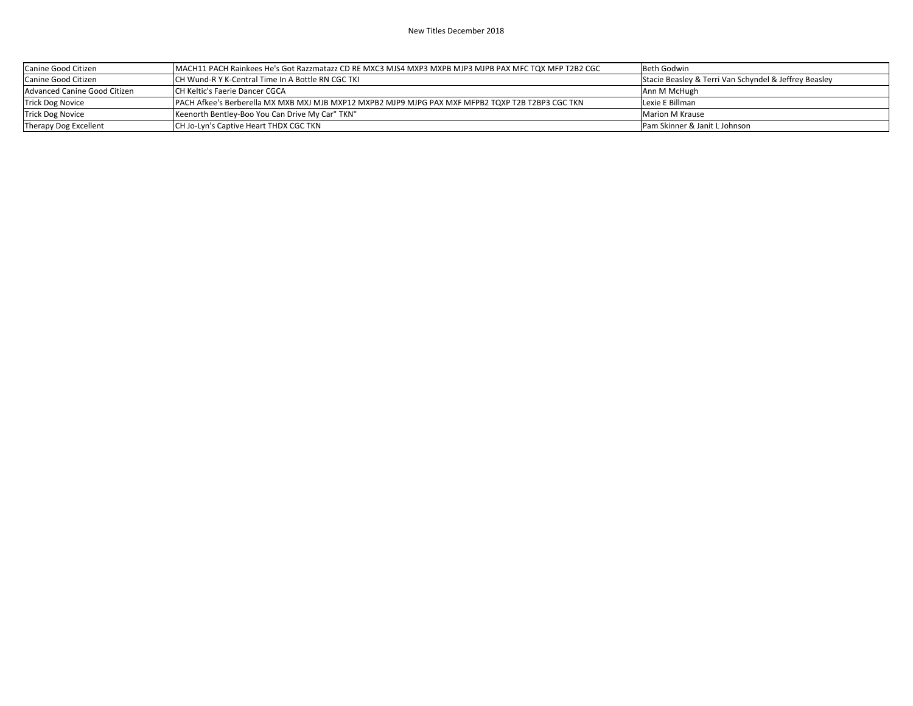New Titles December 2018

| | | |
|---|---|---|
| Canine Good Citizen | MACH11 PACH Rainkees He's Got Razzmatazz CD RE MXC3 MJS4 MXP3 MXPB MJP3 MJPB PAX MFC TQX MFP T2B2 CGC | Beth Godwin |
| Canine Good Citizen | CH Wund-R Y K-Central Time In A Bottle RN CGC TKI | Stacie Beasley & Terri Van Schyndel & Jeffrey Beasley |
| Advanced Canine Good Citizen | CH Keltic's Faerie Dancer CGCA | Ann M McHugh |
| Trick Dog Novice | PACH Afkee's Berberella MX MXB MXJ MJB MXP12 MXPB2 MJP9 MJPG PAX MXF MFPB2 TQXP T2B T2BP3 CGC TKN | Lexie E Billman |
| Trick Dog Novice | Keenorth Bentley-Boo You Can Drive My Car" TKN" | Marion M Krause |
| Therapy Dog Excellent | CH Jo-Lyn's Captive Heart THDX CGC TKN | Pam Skinner & Janit L Johnson |